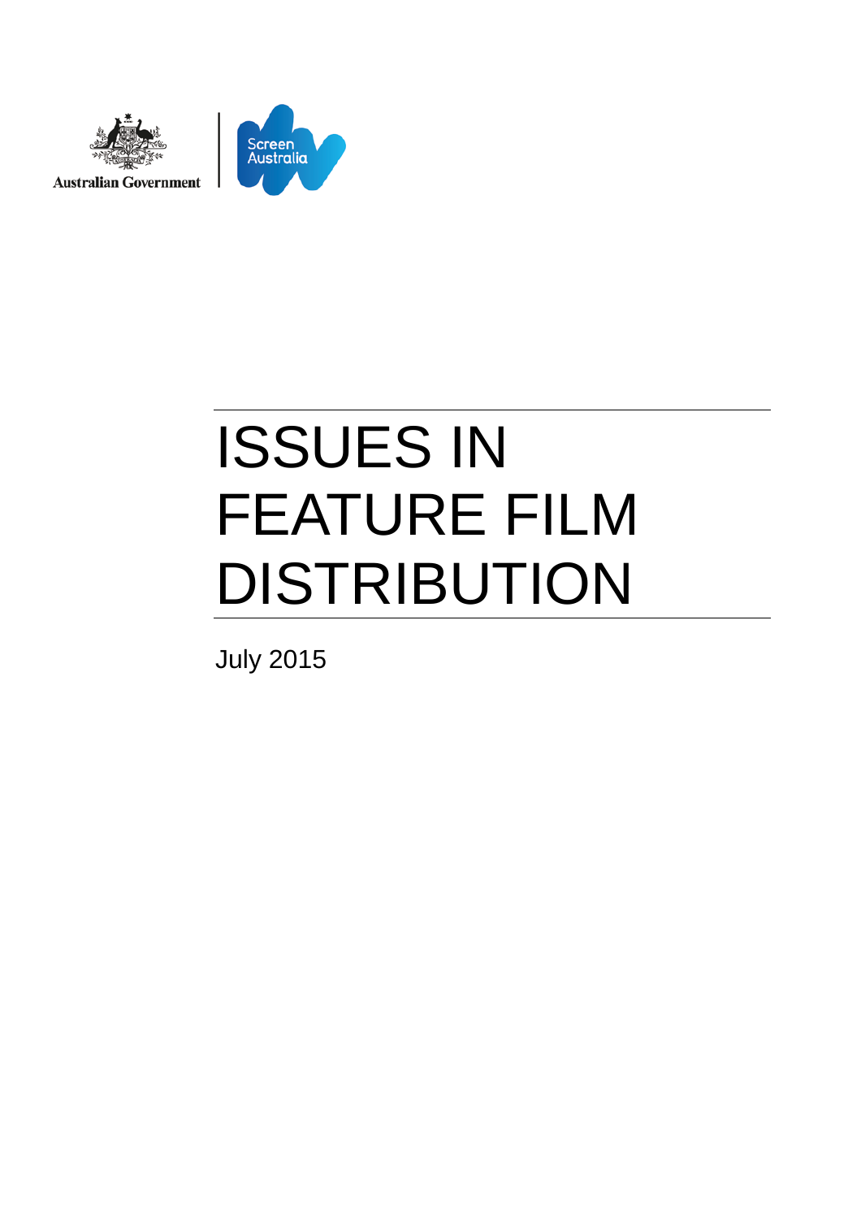Australian Government

Screen Australia

# ISSUES IN FEATURE FILM DISTRIBUTION

July 2015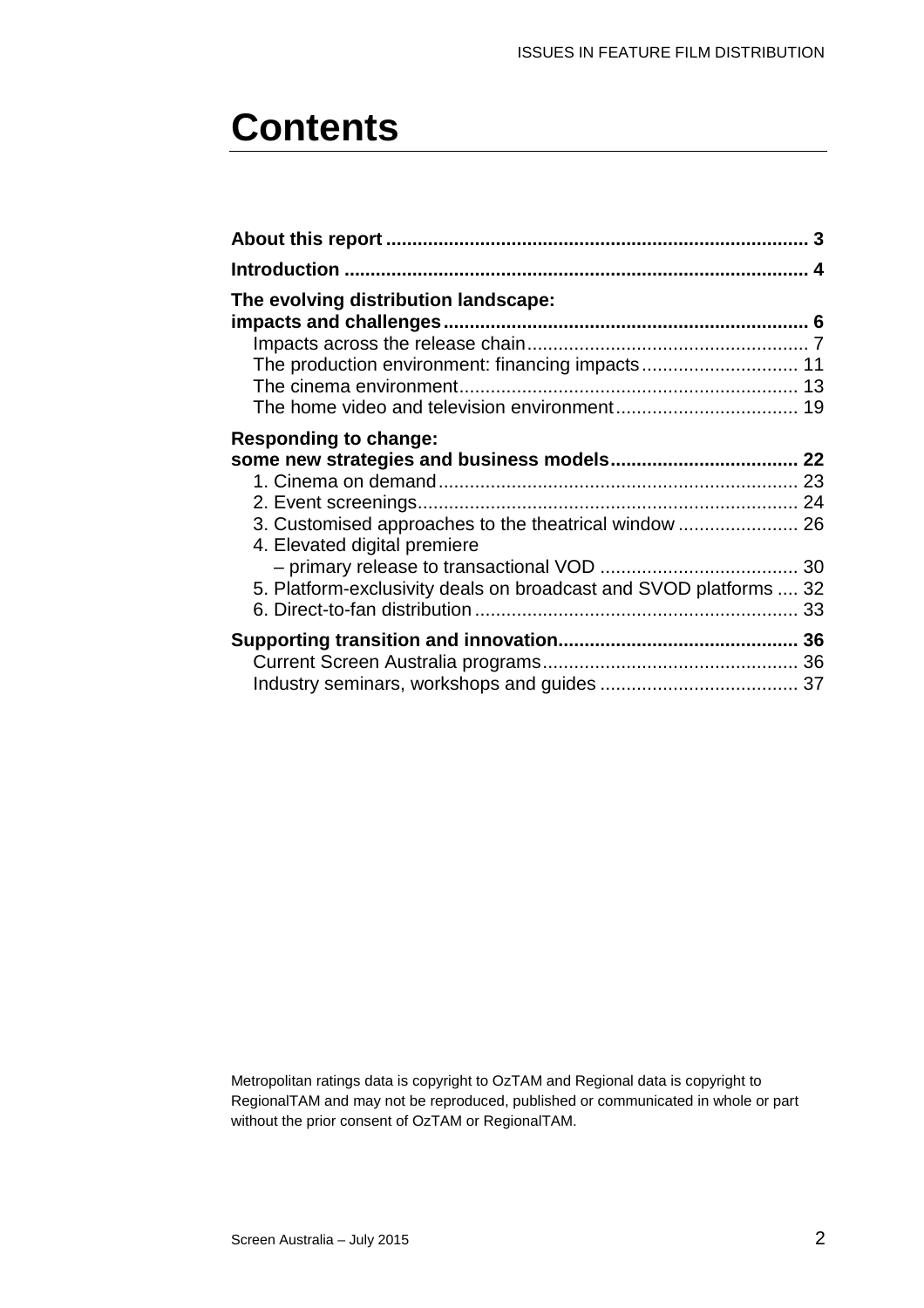# Contents

**About this report** ..... **3**

**Introduction** ..... **4**

**The evolving distribution landscape: impacts and challenges** ..... **6**

- Impacts across the release chain ..... 7
- The production environment: financing impacts ..... 11
- The cinema environment ..... 13
- The home video and television environment ..... 19

**Responding to change: some new strategies and business models** ..... **22**

- 1. Cinema on demand ..... 23
- 2. Event screenings ..... 24
- 3. Customised approaches to the theatrical window ..... 26
- 4. Elevated digital premiere – primary release to transactional VOD ..... 30
- 5. Platform-exclusivity deals on broadcast and SVOD platforms ..... 32
- 6. Direct-to-fan distribution ..... 33

**Supporting transition and innovation** ..... **36**

- Current Screen Australia programs ..... 36
- Industry seminars, workshops and guides ..... 37

Metropolitan ratings data is copyright to OzTAM and Regional data is copyright to RegionalTAM and may not be reproduced, published or communicated in whole or part without the prior consent of OzTAM or RegionalTAM.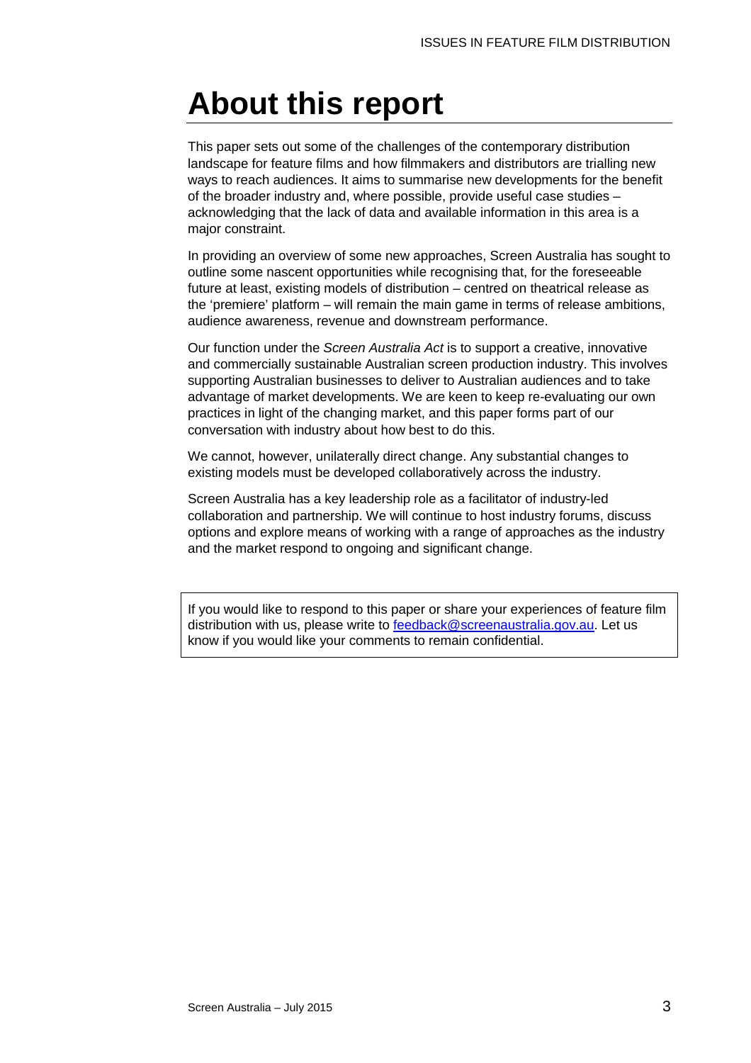# About this report

This paper sets out some of the challenges of the contemporary distribution landscape for feature films and how filmmakers and distributors are trialling new ways to reach audiences. It aims to summarise new developments for the benefit of the broader industry and, where possible, provide useful case studies – acknowledging that the lack of data and available information in this area is a major constraint.

In providing an overview of some new approaches, Screen Australia has sought to outline some nascent opportunities while recognising that, for the foreseeable future at least, existing models of distribution – centred on theatrical release as the 'premiere' platform – will remain the main game in terms of release ambitions, audience awareness, revenue and downstream performance.

Our function under the *Screen Australia Act* is to support a creative, innovative and commercially sustainable Australian screen production industry. This involves supporting Australian businesses to deliver to Australian audiences and to take advantage of market developments. We are keen to keep re-evaluating our own practices in light of the changing market, and this paper forms part of our conversation with industry about how best to do this.

We cannot, however, unilaterally direct change. Any substantial changes to existing models must be developed collaboratively across the industry.

Screen Australia has a key leadership role as a facilitator of industry-led collaboration and partnership. We will continue to host industry forums, discuss options and explore means of working with a range of approaches as the industry and the market respond to ongoing and significant change.

If you would like to respond to this paper or share your experiences of feature film distribution with us, please write to feedback@screenaustralia.gov.au. Let us know if you would like your comments to remain confidential.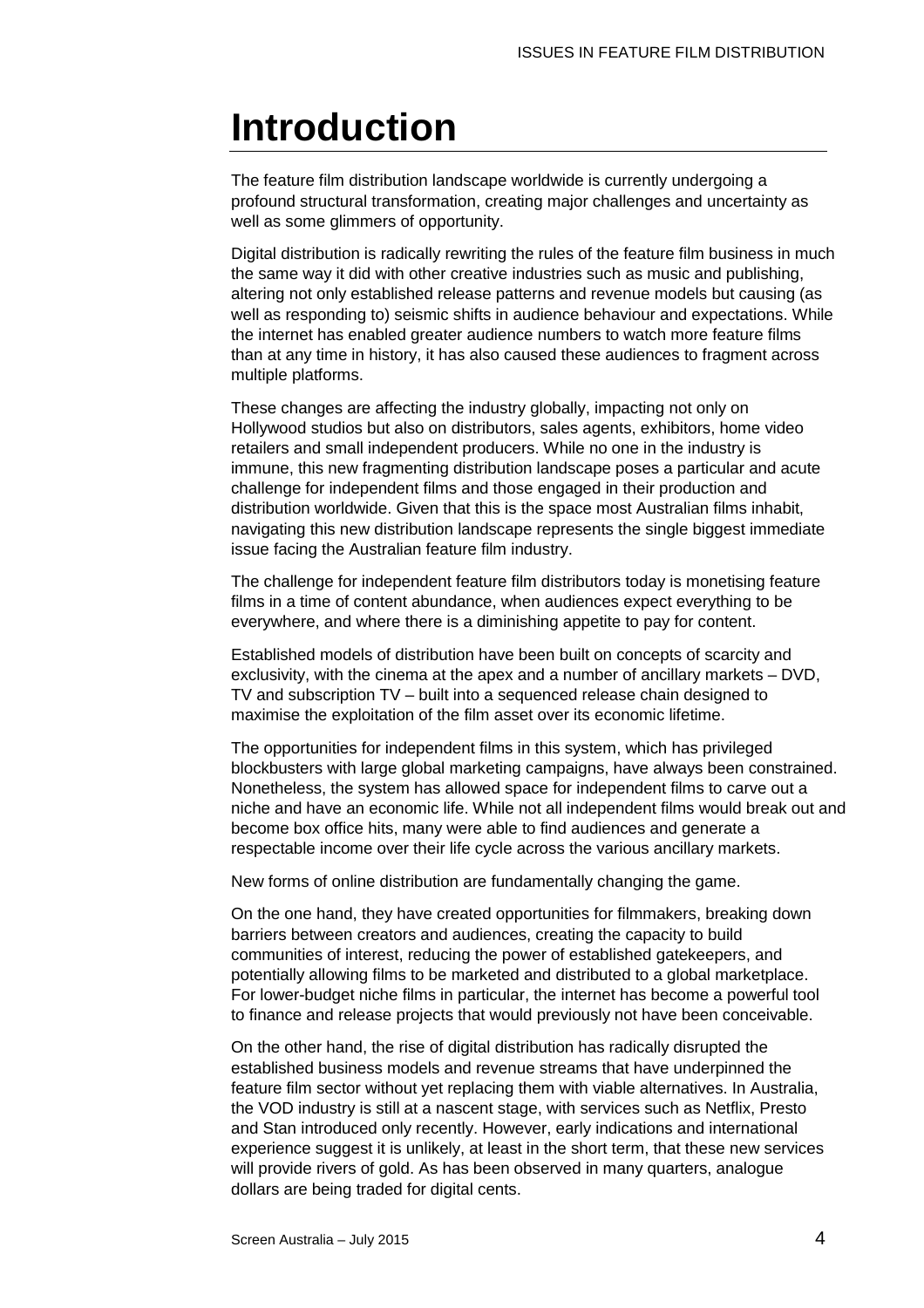# Introduction

The feature film distribution landscape worldwide is currently undergoing a profound structural transformation, creating major challenges and uncertainty as well as some glimmers of opportunity.

Digital distribution is radically rewriting the rules of the feature film business in much the same way it did with other creative industries such as music and publishing, altering not only established release patterns and revenue models but causing (as well as responding to) seismic shifts in audience behaviour and expectations. While the internet has enabled greater audience numbers to watch more feature films than at any time in history, it has also caused these audiences to fragment across multiple platforms.

These changes are affecting the industry globally, impacting not only on Hollywood studios but also on distributors, sales agents, exhibitors, home video retailers and small independent producers. While no one in the industry is immune, this new fragmenting distribution landscape poses a particular and acute challenge for independent films and those engaged in their production and distribution worldwide. Given that this is the space most Australian films inhabit, navigating this new distribution landscape represents the single biggest immediate issue facing the Australian feature film industry.

The challenge for independent feature film distributors today is monetising feature films in a time of content abundance, when audiences expect everything to be everywhere, and where there is a diminishing appetite to pay for content.

Established models of distribution have been built on concepts of scarcity and exclusivity, with the cinema at the apex and a number of ancillary markets – DVD, TV and subscription TV – built into a sequenced release chain designed to maximise the exploitation of the film asset over its economic lifetime.

The opportunities for independent films in this system, which has privileged blockbusters with large global marketing campaigns, have always been constrained. Nonetheless, the system has allowed space for independent films to carve out a niche and have an economic life. While not all independent films would break out and become box office hits, many were able to find audiences and generate a respectable income over their life cycle across the various ancillary markets.

New forms of online distribution are fundamentally changing the game.

On the one hand, they have created opportunities for filmmakers, breaking down barriers between creators and audiences, creating the capacity to build communities of interest, reducing the power of established gatekeepers, and potentially allowing films to be marketed and distributed to a global marketplace. For lower-budget niche films in particular, the internet has become a powerful tool to finance and release projects that would previously not have been conceivable.

On the other hand, the rise of digital distribution has radically disrupted the established business models and revenue streams that have underpinned the feature film sector without yet replacing them with viable alternatives. In Australia, the VOD industry is still at a nascent stage, with services such as Netflix, Presto and Stan introduced only recently. However, early indications and international experience suggest it is unlikely, at least in the short term, that these new services will provide rivers of gold. As has been observed in many quarters, analogue dollars are being traded for digital cents.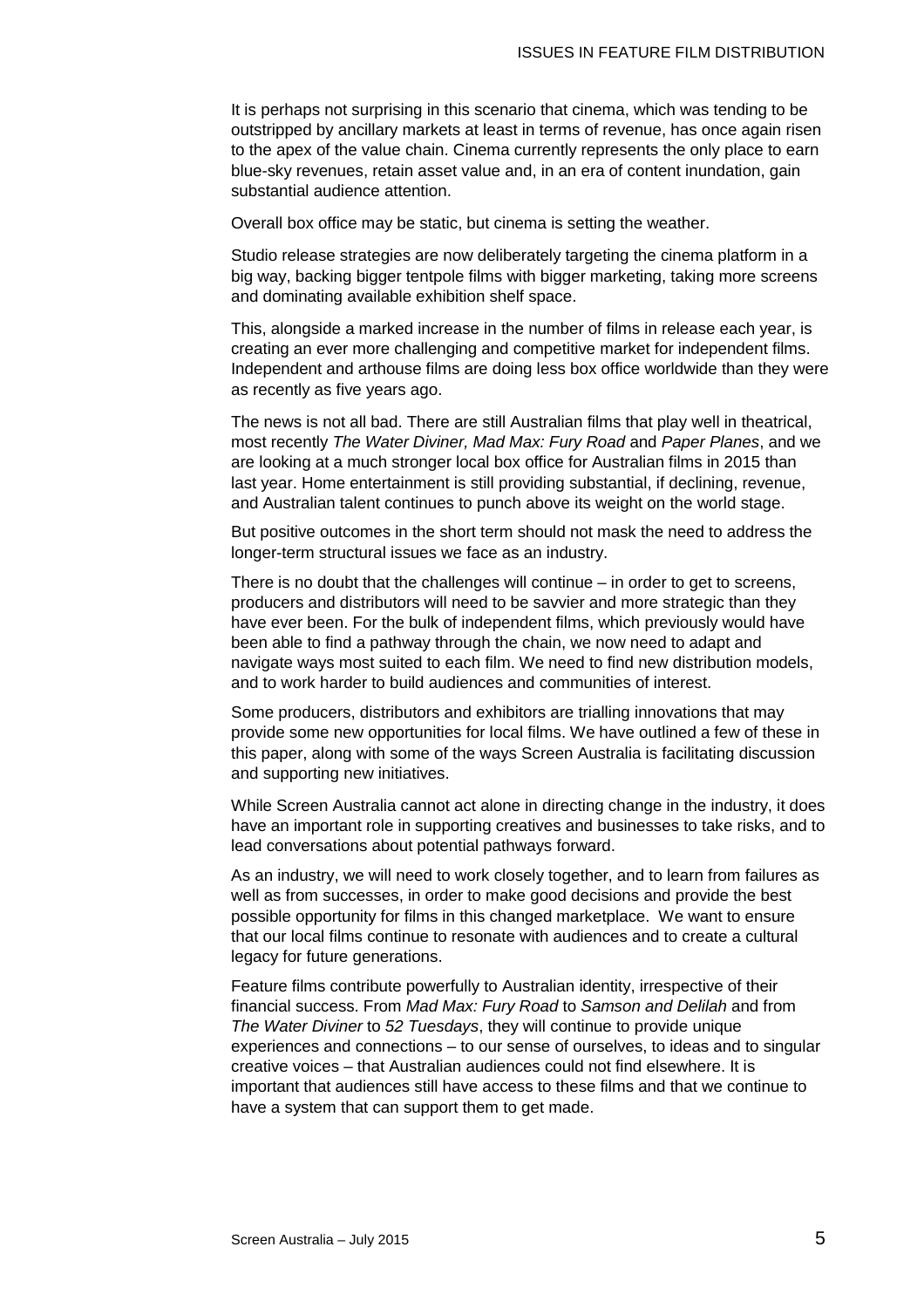It is perhaps not surprising in this scenario that cinema, which was tending to be outstripped by ancillary markets at least in terms of revenue, has once again risen to the apex of the value chain. Cinema currently represents the only place to earn blue-sky revenues, retain asset value and, in an era of content inundation, gain substantial audience attention.

Overall box office may be static, but cinema is setting the weather.

Studio release strategies are now deliberately targeting the cinema platform in a big way, backing bigger tentpole films with bigger marketing, taking more screens and dominating available exhibition shelf space.

This, alongside a marked increase in the number of films in release each year, is creating an ever more challenging and competitive market for independent films. Independent and arthouse films are doing less box office worldwide than they were as recently as five years ago.

The news is not all bad. There are still Australian films that play well in theatrical, most recently *The Water Diviner, Mad Max: Fury Road* and *Paper Planes*, and we are looking at a much stronger local box office for Australian films in 2015 than last year. Home entertainment is still providing substantial, if declining, revenue, and Australian talent continues to punch above its weight on the world stage.

But positive outcomes in the short term should not mask the need to address the longer-term structural issues we face as an industry.

There is no doubt that the challenges will continue – in order to get to screens, producers and distributors will need to be savvier and more strategic than they have ever been. For the bulk of independent films, which previously would have been able to find a pathway through the chain, we now need to adapt and navigate ways most suited to each film. We need to find new distribution models, and to work harder to build audiences and communities of interest.

Some producers, distributors and exhibitors are trialling innovations that may provide some new opportunities for local films. We have outlined a few of these in this paper, along with some of the ways Screen Australia is facilitating discussion and supporting new initiatives.

While Screen Australia cannot act alone in directing change in the industry, it does have an important role in supporting creatives and businesses to take risks, and to lead conversations about potential pathways forward.

As an industry, we will need to work closely together, and to learn from failures as well as from successes, in order to make good decisions and provide the best possible opportunity for films in this changed marketplace. We want to ensure that our local films continue to resonate with audiences and to create a cultural legacy for future generations.

Feature films contribute powerfully to Australian identity, irrespective of their financial success. From *Mad Max: Fury Road* to *Samson and Delilah* and from *The Water Diviner* to *52 Tuesdays*, they will continue to provide unique experiences and connections – to our sense of ourselves, to ideas and to singular creative voices – that Australian audiences could not find elsewhere. It is important that audiences still have access to these films and that we continue to have a system that can support them to get made.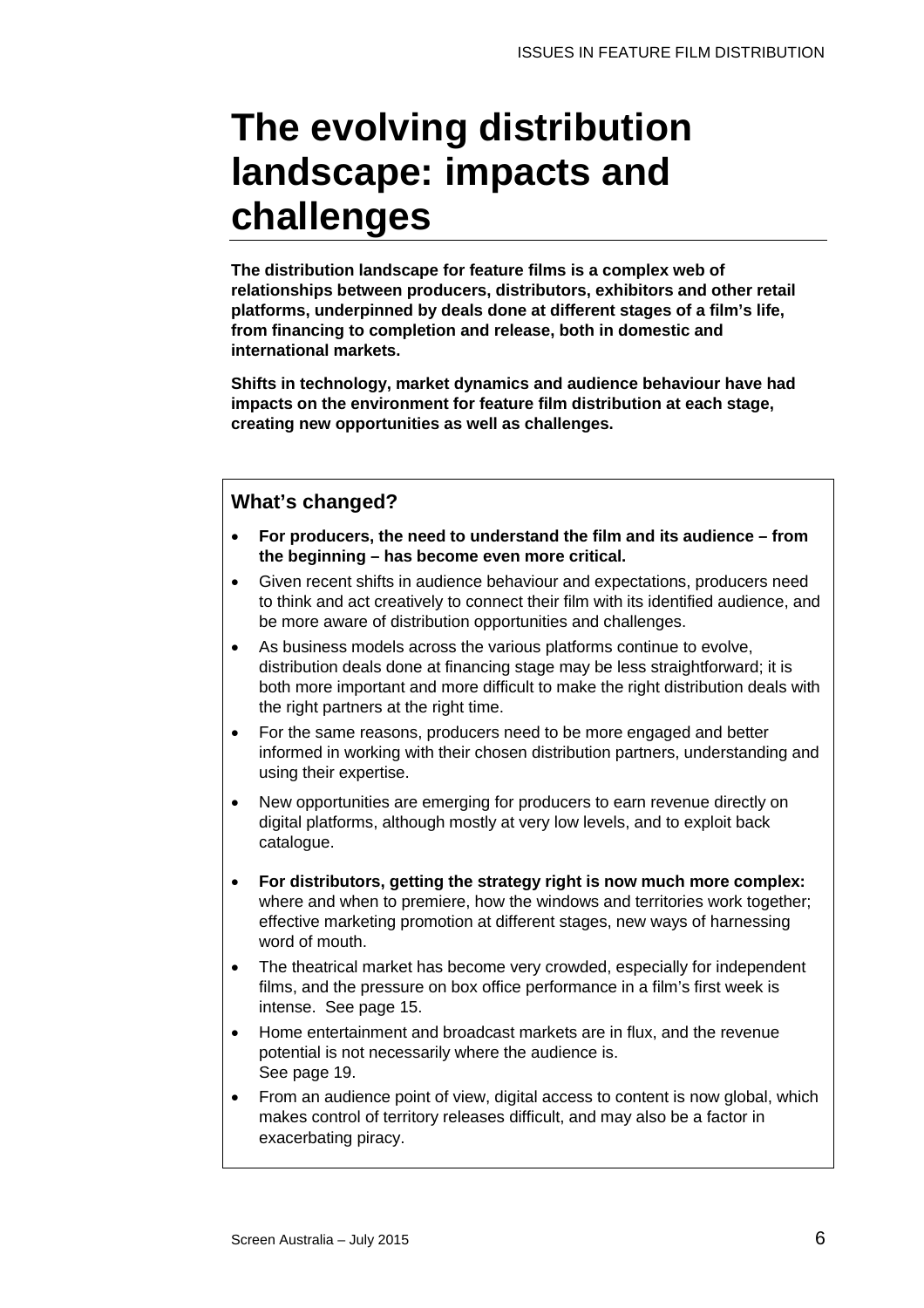# The evolving distribution landscape: impacts and challenges

**The distribution landscape for feature films is a complex web of relationships between producers, distributors, exhibitors and other retail platforms, underpinned by deals done at different stages of a film's life, from financing to completion and release, both in domestic and international markets.**

**Shifts in technology, market dynamics and audience behaviour have had impacts on the environment for feature film distribution at each stage, creating new opportunities as well as challenges.**

## What's changed?

- **For producers, the need to understand the film and its audience – from the beginning – has become even more critical.**
- Given recent shifts in audience behaviour and expectations, producers need to think and act creatively to connect their film with its identified audience, and be more aware of distribution opportunities and challenges.
- As business models across the various platforms continue to evolve, distribution deals done at financing stage may be less straightforward; it is both more important and more difficult to make the right distribution deals with the right partners at the right time.
- For the same reasons, producers need to be more engaged and better informed in working with their chosen distribution partners, understanding and using their expertise.
- New opportunities are emerging for producers to earn revenue directly on digital platforms, although mostly at very low levels, and to exploit back catalogue.
- **For distributors, getting the strategy right is now much more complex:** where and when to premiere, how the windows and territories work together; effective marketing promotion at different stages, new ways of harnessing word of mouth.
- The theatrical market has become very crowded, especially for independent films, and the pressure on box office performance in a film's first week is intense. See page 15.
- Home entertainment and broadcast markets are in flux, and the revenue potential is not necessarily where the audience is. See page 19.
- From an audience point of view, digital access to content is now global, which makes control of territory releases difficult, and may also be a factor in exacerbating piracy.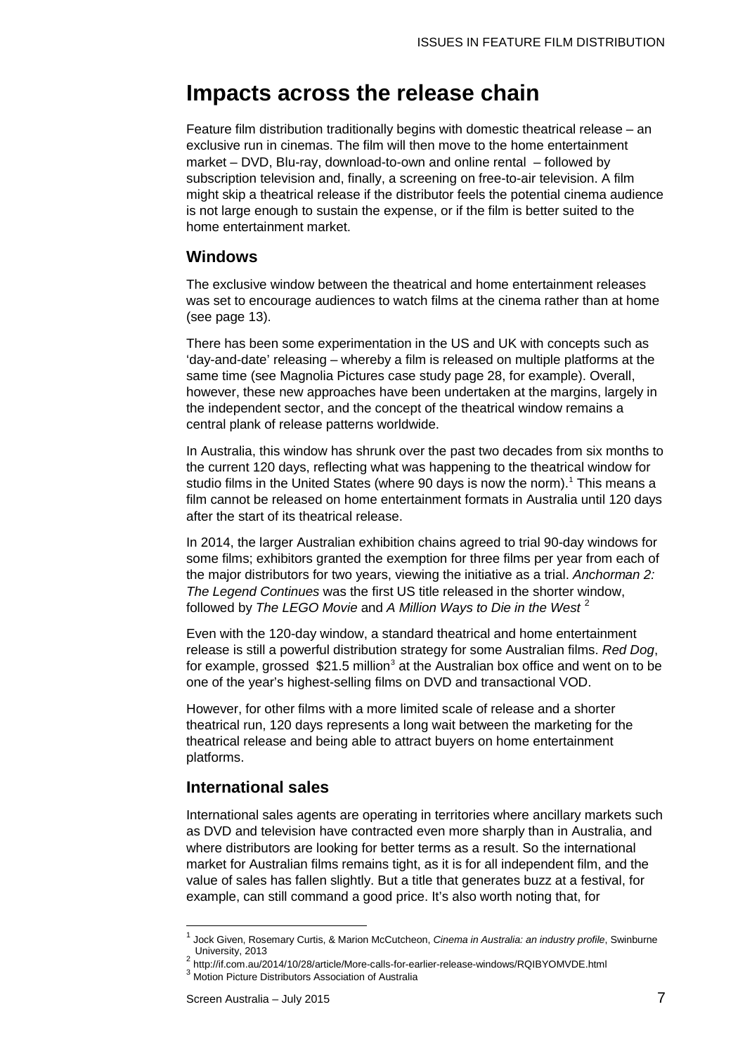# Impacts across the release chain

Feature film distribution traditionally begins with domestic theatrical release – an exclusive run in cinemas. The film will then move to the home entertainment market – DVD, Blu-ray, download-to-own and online rental – followed by subscription television and, finally, a screening on free-to-air television. A film might skip a theatrical release if the distributor feels the potential cinema audience is not large enough to sustain the expense, or if the film is better suited to the home entertainment market.

## Windows

The exclusive window between the theatrical and home entertainment releases was set to encourage audiences to watch films at the cinema rather than at home (see page 13).

There has been some experimentation in the US and UK with concepts such as 'day-and-date' releasing – whereby a film is released on multiple platforms at the same time (see Magnolia Pictures case study page 28, for example). Overall, however, these new approaches have been undertaken at the margins, largely in the independent sector, and the concept of the theatrical window remains a central plank of release patterns worldwide.

In Australia, this window has shrunk over the past two decades from six months to the current 120 days, reflecting what was happening to the theatrical window for studio films in the United States (where 90 days is now the norm).[1] This means a film cannot be released on home entertainment formats in Australia until 120 days after the start of its theatrical release.

In 2014, the larger Australian exhibition chains agreed to trial 90-day windows for some films; exhibitors granted the exemption for three films per year from each of the major distributors for two years, viewing the initiative as a trial. *Anchorman 2: The Legend Continues* was the first US title released in the shorter window, followed by *The LEGO Movie* and *A Million Ways to Die in the West* [2]

Even with the 120-day window, a standard theatrical and home entertainment release is still a powerful distribution strategy for some Australian films. *Red Dog*, for example, grossed $21.5 million[3] at the Australian box office and went on to be one of the year's highest-selling films on DVD and transactional VOD.

However, for other films with a more limited scale of release and a shorter theatrical run, 120 days represents a long wait between the marketing for the theatrical release and being able to attract buyers on home entertainment platforms.

## International sales

International sales agents are operating in territories where ancillary markets such as DVD and television have contracted even more sharply than in Australia, and where distributors are looking for better terms as a result. So the international market for Australian films remains tight, as it is for all independent film, and the value of sales has fallen slightly. But a title that generates buzz at a festival, for example, can still command a good price. It's also worth noting that, for

---

[1] Jock Given, Rosemary Curtis, & Marion McCutcheon, *Cinema in Australia: an industry profile*, Swinburne University, 2013

[2] http://if.com.au/2014/10/28/article/More-calls-for-earlier-release-windows/RQIBYOMVDE.html

[3] Motion Picture Distributors Association of Australia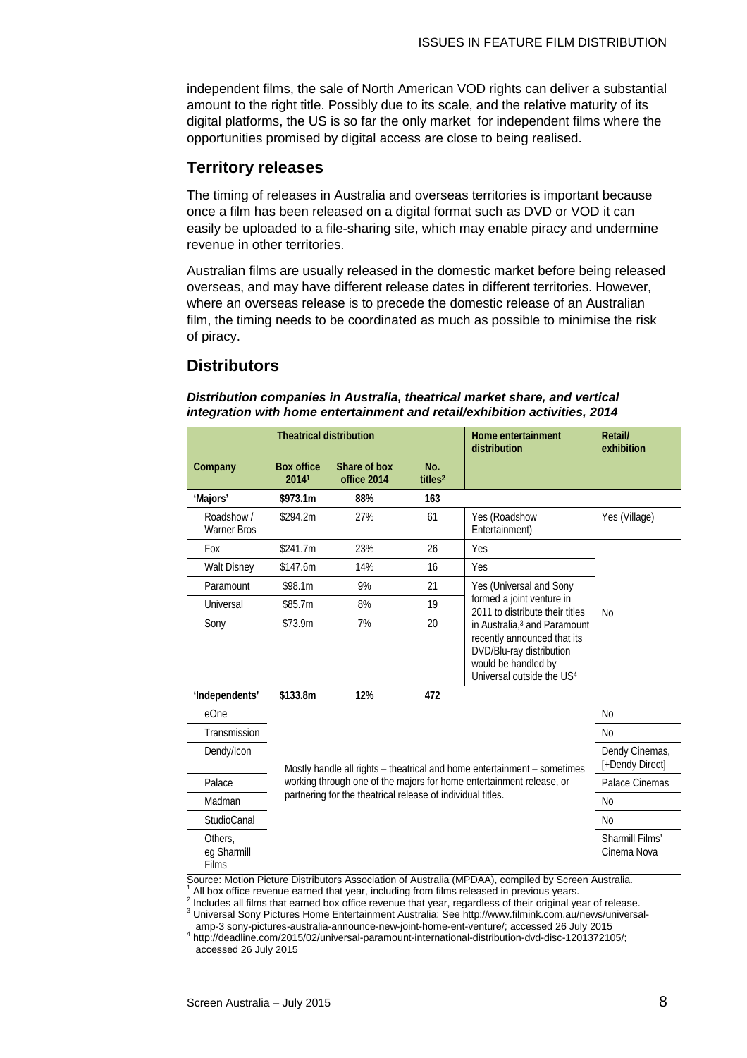independent films, the sale of North American VOD rights can deliver a substantial amount to the right title. Possibly due to its scale, and the relative maturity of its digital platforms, the US is so far the only market for independent films where the opportunities promised by digital access are close to being realised.

## Territory releases

The timing of releases in Australia and overseas territories is important because once a film has been released on a digital format such as DVD or VOD it can easily be uploaded to a file-sharing site, which may enable piracy and undermine revenue in other territories.

Australian films are usually released in the domestic market before being released overseas, and may have different release dates in different territories. However, where an overseas release is to precede the domestic release of an Australian film, the timing needs to be coordinated as much as possible to minimise the risk of piracy.

## Distributors

***Distribution companies in Australia, theatrical market share, and vertical integration with home entertainment and retail/exhibition activities, 2014***

| Theatrical distribution | | | | Home entertainment distribution | Retail/ exhibition |
|---|---|---|---|---|---|
| **Company** | **Box office 2014**[1] | **Share of box office 2014** | **No. titles**[2] | | |
| **'Majors'** | **$973.1m** | **88%** | **163** | | |
| Roadshow / Warner Bros | $294.2m | 27% | 61 | Yes (Roadshow Entertainment) | Yes (Village) |
| Fox | $241.7m | 23% | 26 | Yes | No |
| Walt Disney | $147.6m | 14% | 16 | Yes | |
| Paramount | $98.1m | 9% | 21 | Yes (Universal and Sony formed a joint venture in 2011 to distribute their titles in Australia,[3] and Paramount recently announced that its DVD/Blu-ray distribution would be handled by Universal outside the US[4] | |
| Universal | $85.7m | 8% | 19 | | |
| Sony | $73.9m | 7% | 20 | | |
| **'Independents'** | **$133.8m** | **12%** | **472** | | |
| eOne | Mostly handle all rights – theatrical and home entertainment – sometimes working through one of the majors for home entertainment release, or partnering for the theatrical release of individual titles. | | | | No |
| Transmission | | | | | No |
| Dendy/Icon | | | | | Dendy Cinemas, [+Dendy Direct] |
| Palace | | | | | Palace Cinemas |
| Madman | | | | | No |
| StudioCanal | | | | | No |
| Others, eg Sharmill Films | | | | | Sharmill Films' Cinema Nova |

Source: Motion Picture Distributors Association of Australia (MPDAA), compiled by Screen Australia.

[1] All box office revenue earned that year, including from films released in previous years.

[2] Includes all films that earned box office revenue that year, regardless of their original year of release.

[3] Universal Sony Pictures Home Entertainment Australia: See http://www.filmink.com.au/news/universal-amp-3 sony-pictures-australia-announce-new-joint-home-ent-venture/; accessed 26 July 2015

[4] http://deadline.com/2015/02/universal-paramount-international-distribution-dvd-disc-1201372105/; accessed 26 July 2015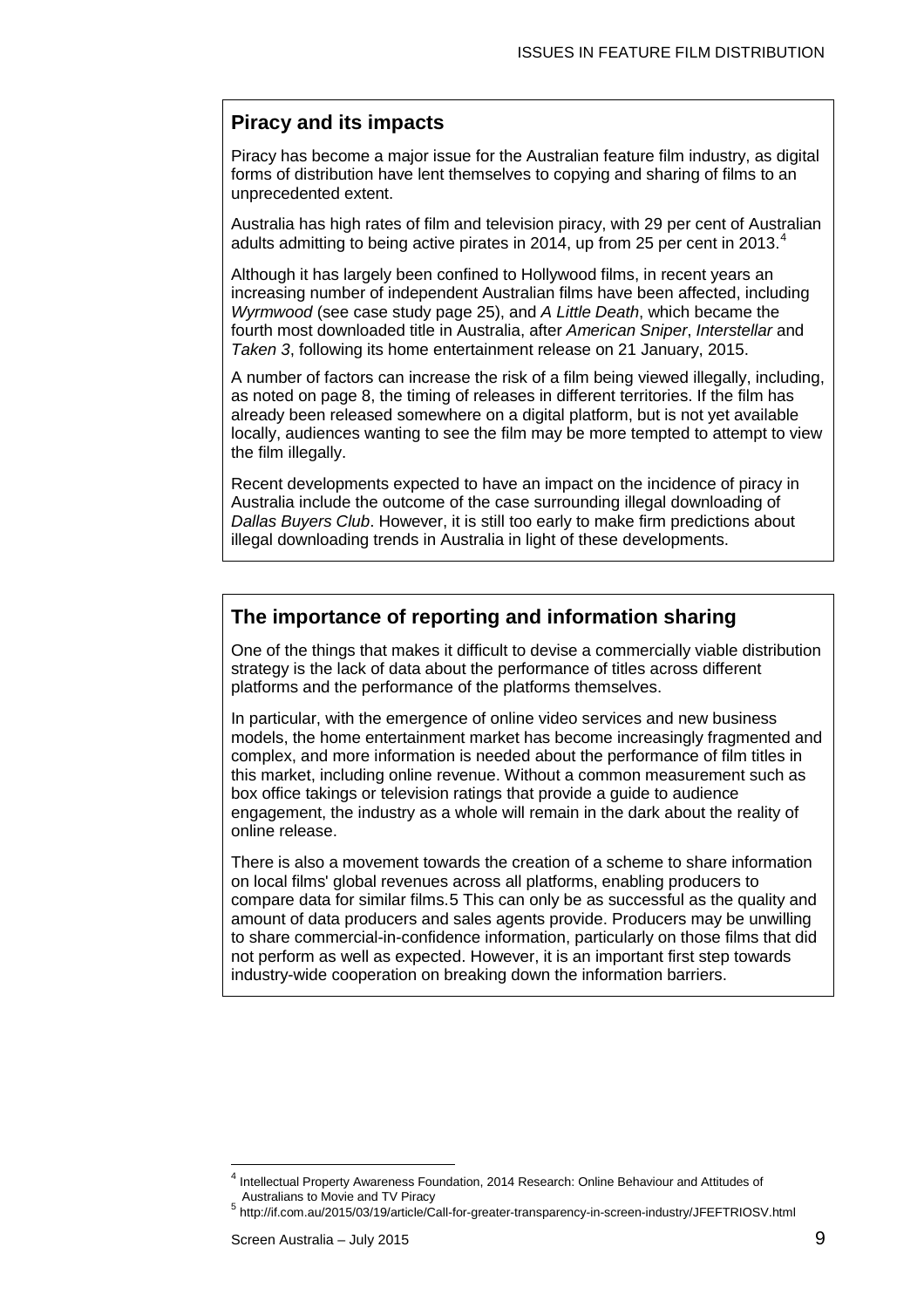## Piracy and its impacts

Piracy has become a major issue for the Australian feature film industry, as digital forms of distribution have lent themselves to copying and sharing of films to an unprecedented extent.

Australia has high rates of film and television piracy, with 29 per cent of Australian adults admitting to being active pirates in 2014, up from 25 per cent in 2013.[4]

Although it has largely been confined to Hollywood films, in recent years an increasing number of independent Australian films have been affected, including *Wyrmwood* (see case study page 25), and *A Little Death*, which became the fourth most downloaded title in Australia, after *American Sniper*, *Interstellar* and *Taken 3*, following its home entertainment release on 21 January, 2015.

A number of factors can increase the risk of a film being viewed illegally, including, as noted on page 8, the timing of releases in different territories. If the film has already been released somewhere on a digital platform, but is not yet available locally, audiences wanting to see the film may be more tempted to attempt to view the film illegally.

Recent developments expected to have an impact on the incidence of piracy in Australia include the outcome of the case surrounding illegal downloading of *Dallas Buyers Club*. However, it is still too early to make firm predictions about illegal downloading trends in Australia in light of these developments.

## The importance of reporting and information sharing

One of the things that makes it difficult to devise a commercially viable distribution strategy is the lack of data about the performance of titles across different platforms and the performance of the platforms themselves.

In particular, with the emergence of online video services and new business models, the home entertainment market has become increasingly fragmented and complex, and more information is needed about the performance of film titles in this market, including online revenue. Without a common measurement such as box office takings or television ratings that provide a guide to audience engagement, the industry as a whole will remain in the dark about the reality of online release.

There is also a movement towards the creation of a scheme to share information on local films' global revenues across all platforms, enabling producers to compare data for similar films.5 This can only be as successful as the quality and amount of data producers and sales agents provide. Producers may be unwilling to share commercial-in-confidence information, particularly on those films that did not perform as well as expected. However, it is an important first step towards industry-wide cooperation on breaking down the information barriers.

---

[4] Intellectual Property Awareness Foundation, 2014 Research: Online Behaviour and Attitudes of Australians to Movie and TV Piracy

[5] http://if.com.au/2015/03/19/article/Call-for-greater-transparency-in-screen-industry/JFEFTRIOSV.html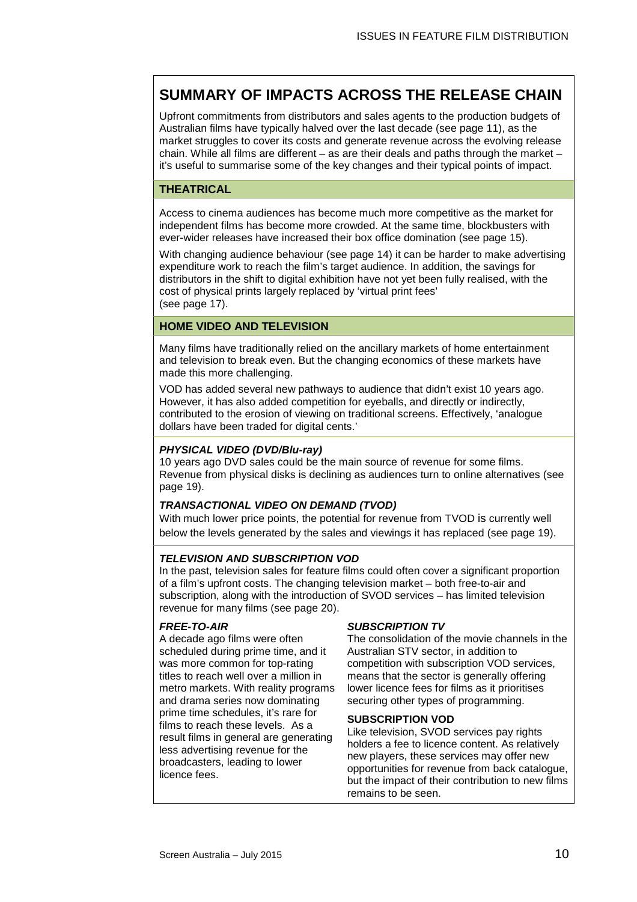# SUMMARY OF IMPACTS ACROSS THE RELEASE CHAIN

Upfront commitments from distributors and sales agents to the production budgets of Australian films have typically halved over the last decade (see page 11), as the market struggles to cover its costs and generate revenue across the evolving release chain. While all films are different – as are their deals and paths through the market – it's useful to summarise some of the key changes and their typical points of impact.

## THEATRICAL

Access to cinema audiences has become much more competitive as the market for independent films has become more crowded. At the same time, blockbusters with ever-wider releases have increased their box office domination (see page 15).

With changing audience behaviour (see page 14) it can be harder to make advertising expenditure work to reach the film's target audience. In addition, the savings for distributors in the shift to digital exhibition have not yet been fully realised, with the cost of physical prints largely replaced by 'virtual print fees' (see page 17).

## HOME VIDEO AND TELEVISION

Many films have traditionally relied on the ancillary markets of home entertainment and television to break even. But the changing economics of these markets have made this more challenging.

VOD has added several new pathways to audience that didn't exist 10 years ago. However, it has also added competition for eyeballs, and directly or indirectly, contributed to the erosion of viewing on traditional screens. Effectively, 'analogue dollars have been traded for digital cents.'

### *PHYSICAL VIDEO (DVD/Blu-ray)*

10 years ago DVD sales could be the main source of revenue for some films. Revenue from physical disks is declining as audiences turn to online alternatives (see page 19).

### *TRANSACTIONAL VIDEO ON DEMAND (TVOD)*

With much lower price points, the potential for revenue from TVOD is currently well below the levels generated by the sales and viewings it has replaced (see page 19).

### *TELEVISION AND SUBSCRIPTION VOD*

In the past, television sales for feature films could often cover a significant proportion of a film's upfront costs. The changing television market – both free-to-air and subscription, along with the introduction of SVOD services – has limited television revenue for many films (see page 20).

#### *FREE-TO-AIR*

A decade ago films were often scheduled during prime time, and it was more common for top-rating titles to reach well over a million in metro markets. With reality programs and drama series now dominating prime time schedules, it's rare for films to reach these levels. As a result films in general are generating less advertising revenue for the broadcasters, leading to lower licence fees.

#### *SUBSCRIPTION TV*

The consolidation of the movie channels in the Australian STV sector, in addition to competition with subscription VOD services, means that the sector is generally offering lower licence fees for films as it prioritises securing other types of programming.

#### SUBSCRIPTION VOD

Like television, SVOD services pay rights holders a fee to licence content. As relatively new players, these services may offer new opportunities for revenue from back catalogue, but the impact of their contribution to new films remains to be seen.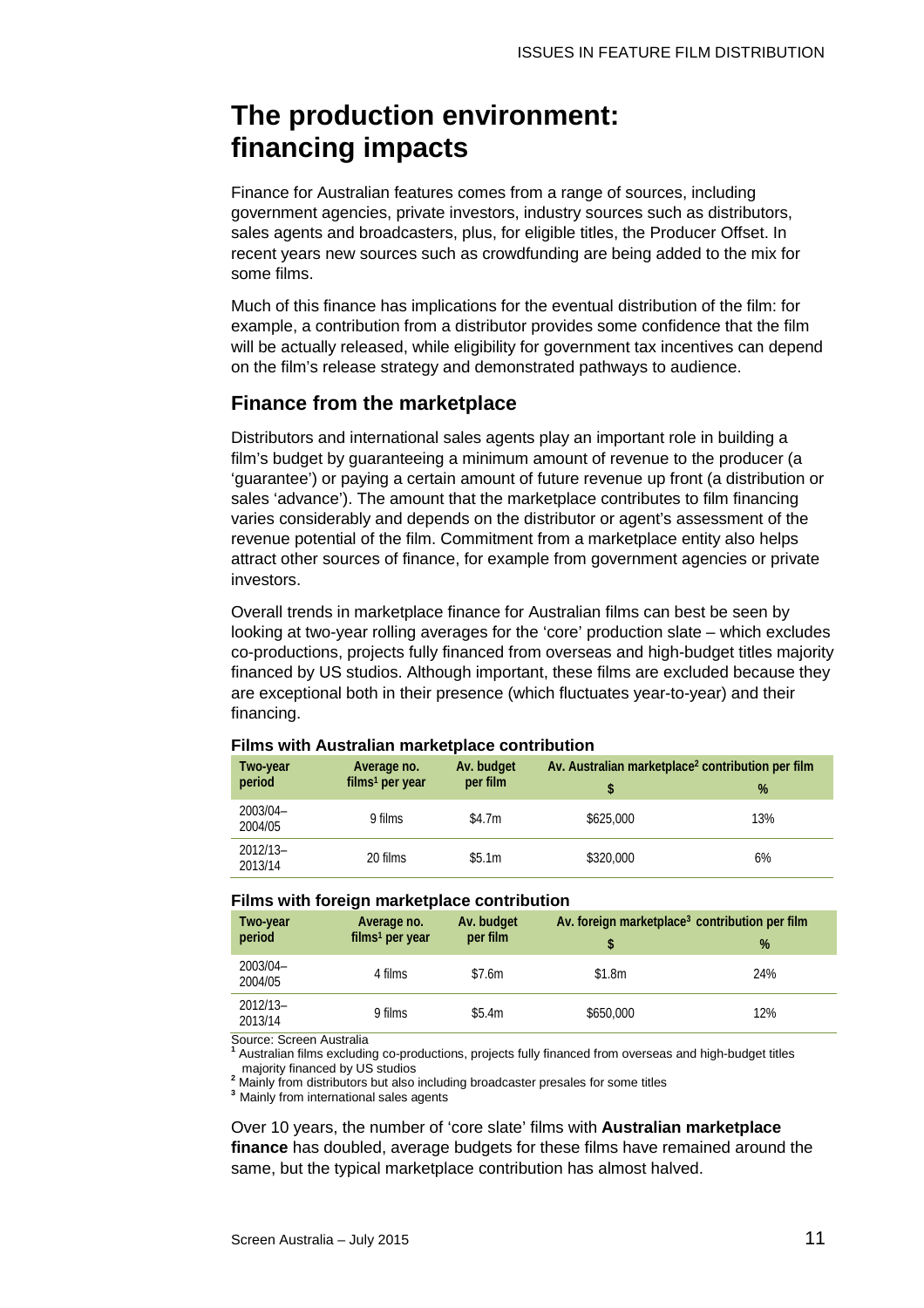# The production environment: financing impacts

Finance for Australian features comes from a range of sources, including government agencies, private investors, industry sources such as distributors, sales agents and broadcasters, plus, for eligible titles, the Producer Offset. In recent years new sources such as crowdfunding are being added to the mix for some films.

Much of this finance has implications for the eventual distribution of the film: for example, a contribution from a distributor provides some confidence that the film will be actually released, while eligibility for government tax incentives can depend on the film's release strategy and demonstrated pathways to audience.

## Finance from the marketplace

Distributors and international sales agents play an important role in building a film's budget by guaranteeing a minimum amount of revenue to the producer (a 'guarantee') or paying a certain amount of future revenue up front (a distribution or sales 'advance'). The amount that the marketplace contributes to film financing varies considerably and depends on the distributor or agent's assessment of the revenue potential of the film. Commitment from a marketplace entity also helps attract other sources of finance, for example from government agencies or private investors.

Overall trends in marketplace finance for Australian films can best be seen by looking at two-year rolling averages for the 'core' production slate – which excludes co-productions, projects fully financed from overseas and high-budget titles majority financed by US studios. Although important, these films are excluded because they are exceptional both in their presence (which fluctuates year-to-year) and their financing.

**Films with Australian marketplace contribution**

| Two-year period | Average no. films[1] per year | Av. budget per film | Av. Australian marketplace[2] contribution per film | |
|---|---|---|---|---|
| | | | $ | % |
| 2003/04–2004/05 | 9 films | $4.7m | $625,000 | 13% |
| 2012/13–2013/14 | 20 films | $5.1m | $320,000 | 6% |

**Films with foreign marketplace contribution**

| Two-year period | Average no. films[1] per year | Av. budget per film | Av. foreign marketplace[3] contribution per film | |
|---|---|---|---|---|
| | | | $ | % |
| 2003/04–2004/05 | 4 films | $7.6m | $1.8m | 24% |
| 2012/13–2013/14 | 9 films | $5.4m | $650,000 | 12% |

Source: Screen Australia

[1] Australian films excluding co-productions, projects fully financed from overseas and high-budget titles majority financed by US studios

[2] Mainly from distributors but also including broadcaster presales for some titles

[3] Mainly from international sales agents

Over 10 years, the number of 'core slate' films with **Australian marketplace finance** has doubled, average budgets for these films have remained around the same, but the typical marketplace contribution has almost halved.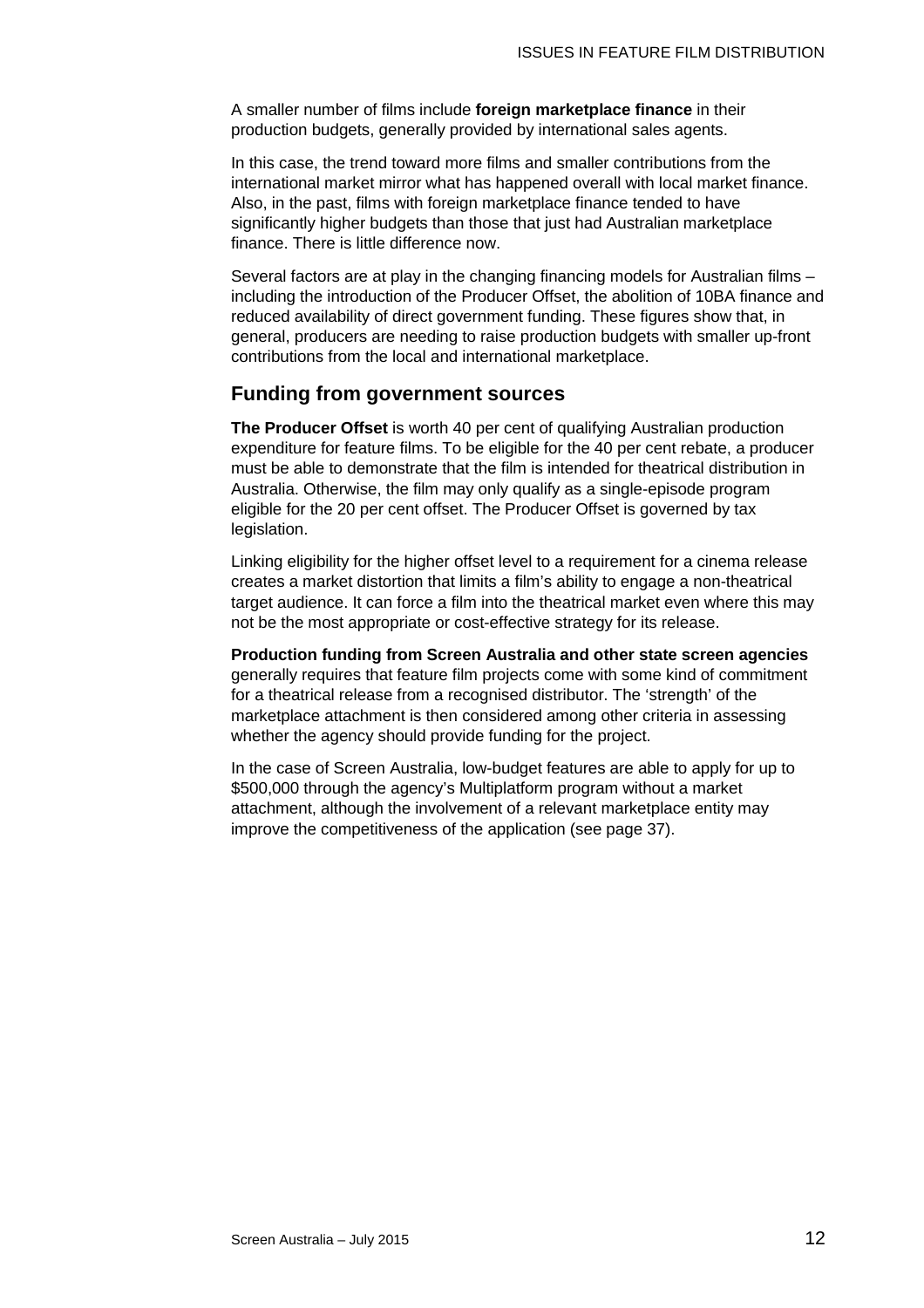A smaller number of films include **foreign marketplace finance** in their production budgets, generally provided by international sales agents.

In this case, the trend toward more films and smaller contributions from the international market mirror what has happened overall with local market finance. Also, in the past, films with foreign marketplace finance tended to have significantly higher budgets than those that just had Australian marketplace finance. There is little difference now.

Several factors are at play in the changing financing models for Australian films – including the introduction of the Producer Offset, the abolition of 10BA finance and reduced availability of direct government funding. These figures show that, in general, producers are needing to raise production budgets with smaller up-front contributions from the local and international marketplace.

## Funding from government sources

**The Producer Offset** is worth 40 per cent of qualifying Australian production expenditure for feature films. To be eligible for the 40 per cent rebate, a producer must be able to demonstrate that the film is intended for theatrical distribution in Australia. Otherwise, the film may only qualify as a single-episode program eligible for the 20 per cent offset. The Producer Offset is governed by tax legislation.

Linking eligibility for the higher offset level to a requirement for a cinema release creates a market distortion that limits a film's ability to engage a non-theatrical target audience. It can force a film into the theatrical market even where this may not be the most appropriate or cost-effective strategy for its release.

**Production funding from Screen Australia and other state screen agencies** generally requires that feature film projects come with some kind of commitment for a theatrical release from a recognised distributor. The 'strength' of the marketplace attachment is then considered among other criteria in assessing whether the agency should provide funding for the project.

In the case of Screen Australia, low-budget features are able to apply for up to $500,000 through the agency's Multiplatform program without a market attachment, although the involvement of a relevant marketplace entity may improve the competitiveness of the application (see page 37).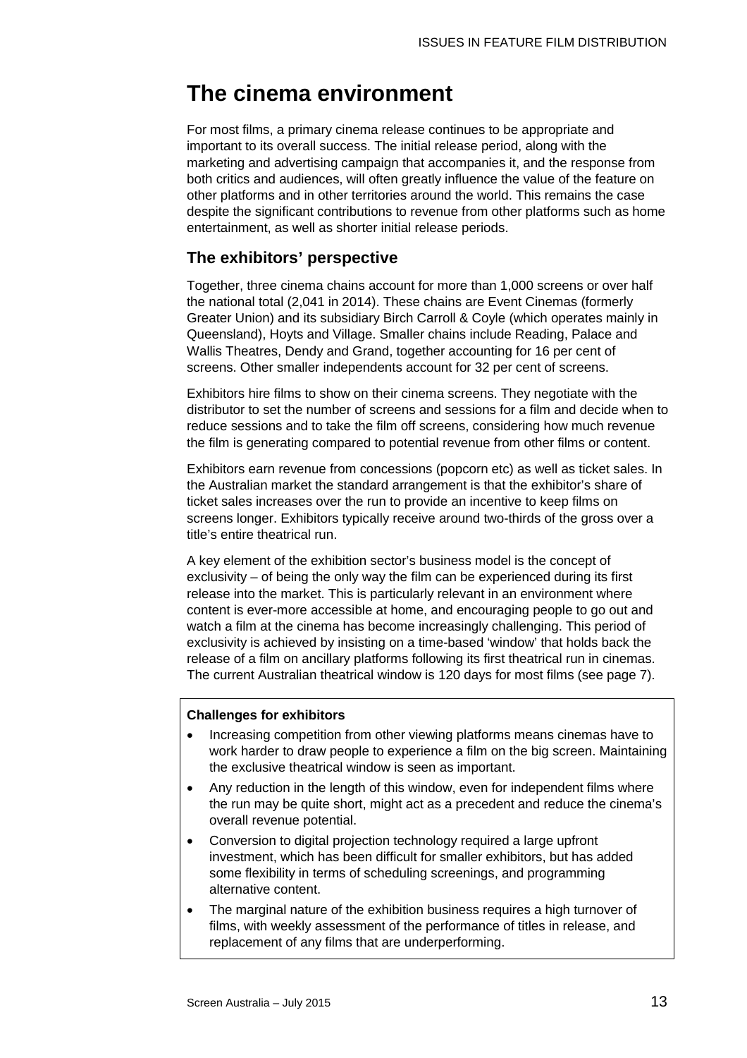# The cinema environment

For most films, a primary cinema release continues to be appropriate and important to its overall success. The initial release period, along with the marketing and advertising campaign that accompanies it, and the response from both critics and audiences, will often greatly influence the value of the feature on other platforms and in other territories around the world. This remains the case despite the significant contributions to revenue from other platforms such as home entertainment, as well as shorter initial release periods.

## The exhibitors' perspective

Together, three cinema chains account for more than 1,000 screens or over half the national total (2,041 in 2014). These chains are Event Cinemas (formerly Greater Union) and its subsidiary Birch Carroll & Coyle (which operates mainly in Queensland), Hoyts and Village. Smaller chains include Reading, Palace and Wallis Theatres, Dendy and Grand, together accounting for 16 per cent of screens. Other smaller independents account for 32 per cent of screens.

Exhibitors hire films to show on their cinema screens. They negotiate with the distributor to set the number of screens and sessions for a film and decide when to reduce sessions and to take the film off screens, considering how much revenue the film is generating compared to potential revenue from other films or content.

Exhibitors earn revenue from concessions (popcorn etc) as well as ticket sales. In the Australian market the standard arrangement is that the exhibitor's share of ticket sales increases over the run to provide an incentive to keep films on screens longer. Exhibitors typically receive around two-thirds of the gross over a title's entire theatrical run.

A key element of the exhibition sector's business model is the concept of exclusivity – of being the only way the film can be experienced during its first release into the market. This is particularly relevant in an environment where content is ever-more accessible at home, and encouraging people to go out and watch a film at the cinema has become increasingly challenging. This period of exclusivity is achieved by insisting on a time-based 'window' that holds back the release of a film on ancillary platforms following its first theatrical run in cinemas. The current Australian theatrical window is 120 days for most films (see page 7).

**Challenges for exhibitors**

- Increasing competition from other viewing platforms means cinemas have to work harder to draw people to experience a film on the big screen. Maintaining the exclusive theatrical window is seen as important.
- Any reduction in the length of this window, even for independent films where the run may be quite short, might act as a precedent and reduce the cinema's overall revenue potential.
- Conversion to digital projection technology required a large upfront investment, which has been difficult for smaller exhibitors, but has added some flexibility in terms of scheduling screenings, and programming alternative content.
- The marginal nature of the exhibition business requires a high turnover of films, with weekly assessment of the performance of titles in release, and replacement of any films that are underperforming.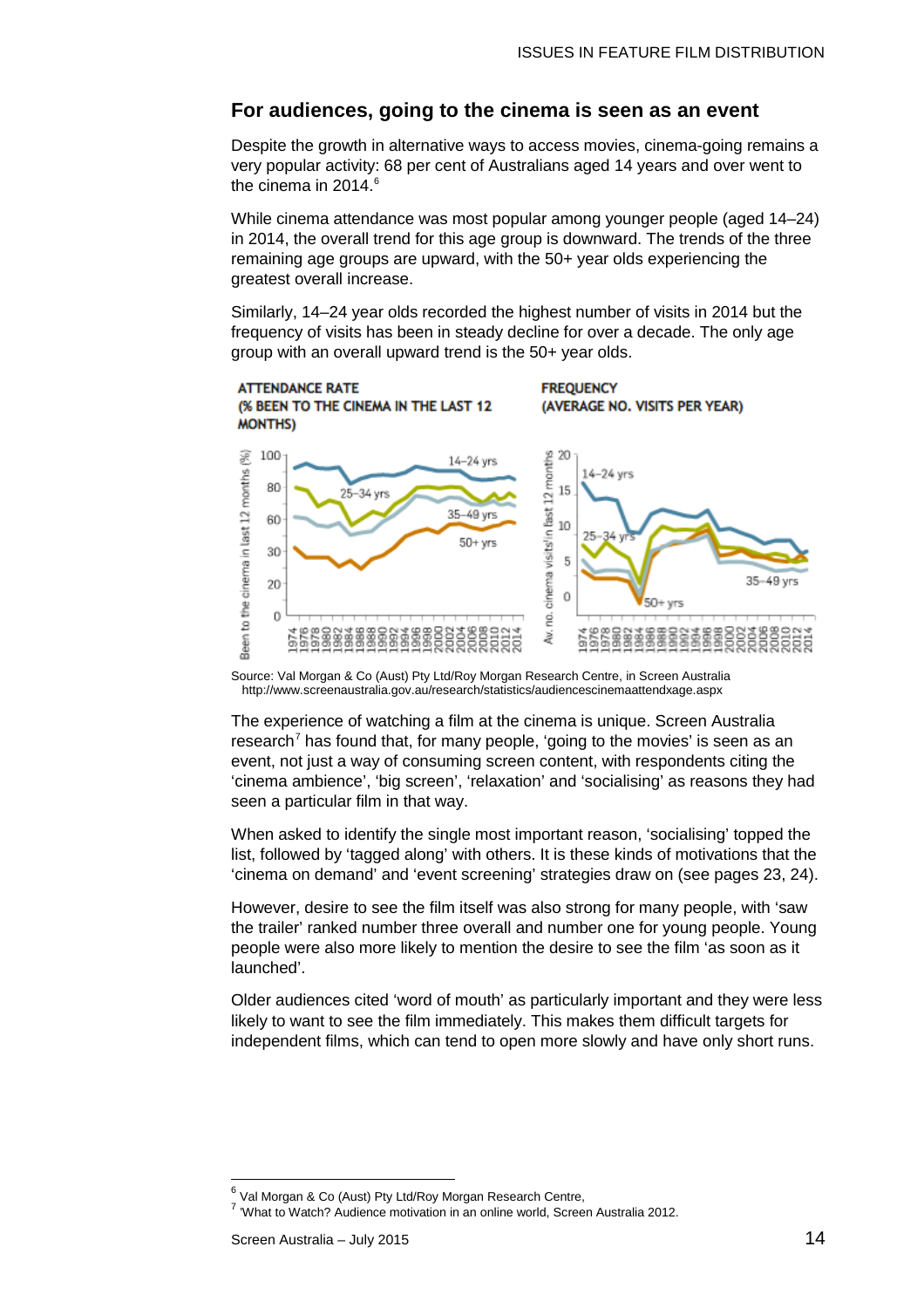## For audiences, going to the cinema is seen as an event

Despite the growth in alternative ways to access movies, cinema-going remains a very popular activity: 68 per cent of Australians aged 14 years and over went to the cinema in 2014.[6]

While cinema attendance was most popular among younger people (aged 14–24) in 2014, the overall trend for this age group is downward. The trends of the three remaining age groups are upward, with the 50+ year olds experiencing the greatest overall increase.

Similarly, 14–24 year olds recorded the highest number of visits in 2014 but the frequency of visits has been in steady decline for over a decade. The only age group with an overall upward trend is the 50+ year olds.

**ATTENDANCE RATE (% BEEN TO THE CINEMA IN THE LAST 12 MONTHS)**

**FREQUENCY (AVERAGE NO. VISITS PER YEAR)**

Source: Val Morgan & Co (Aust) Pty Ltd/Roy Morgan Research Centre, in Screen Australia http://www.screenaustralia.gov.au/research/statistics/audiencescinemaattendxage.aspx

The experience of watching a film at the cinema is unique. Screen Australia research[7] has found that, for many people, 'going to the movies' is seen as an event, not just a way of consuming screen content, with respondents citing the 'cinema ambience', 'big screen', 'relaxation' and 'socialising' as reasons they had seen a particular film in that way.

When asked to identify the single most important reason, 'socialising' topped the list, followed by 'tagged along' with others. It is these kinds of motivations that the 'cinema on demand' and 'event screening' strategies draw on (see pages 23, 24).

However, desire to see the film itself was also strong for many people, with 'saw the trailer' ranked number three overall and number one for young people. Young people were also more likely to mention the desire to see the film 'as soon as it launched'.

Older audiences cited 'word of mouth' as particularly important and they were less likely to want to see the film immediately. This makes them difficult targets for independent films, which can tend to open more slowly and have only short runs.

---

[6] Val Morgan & Co (Aust) Pty Ltd/Roy Morgan Research Centre,

[7] 'What to Watch? Audience motivation in an online world, Screen Australia 2012.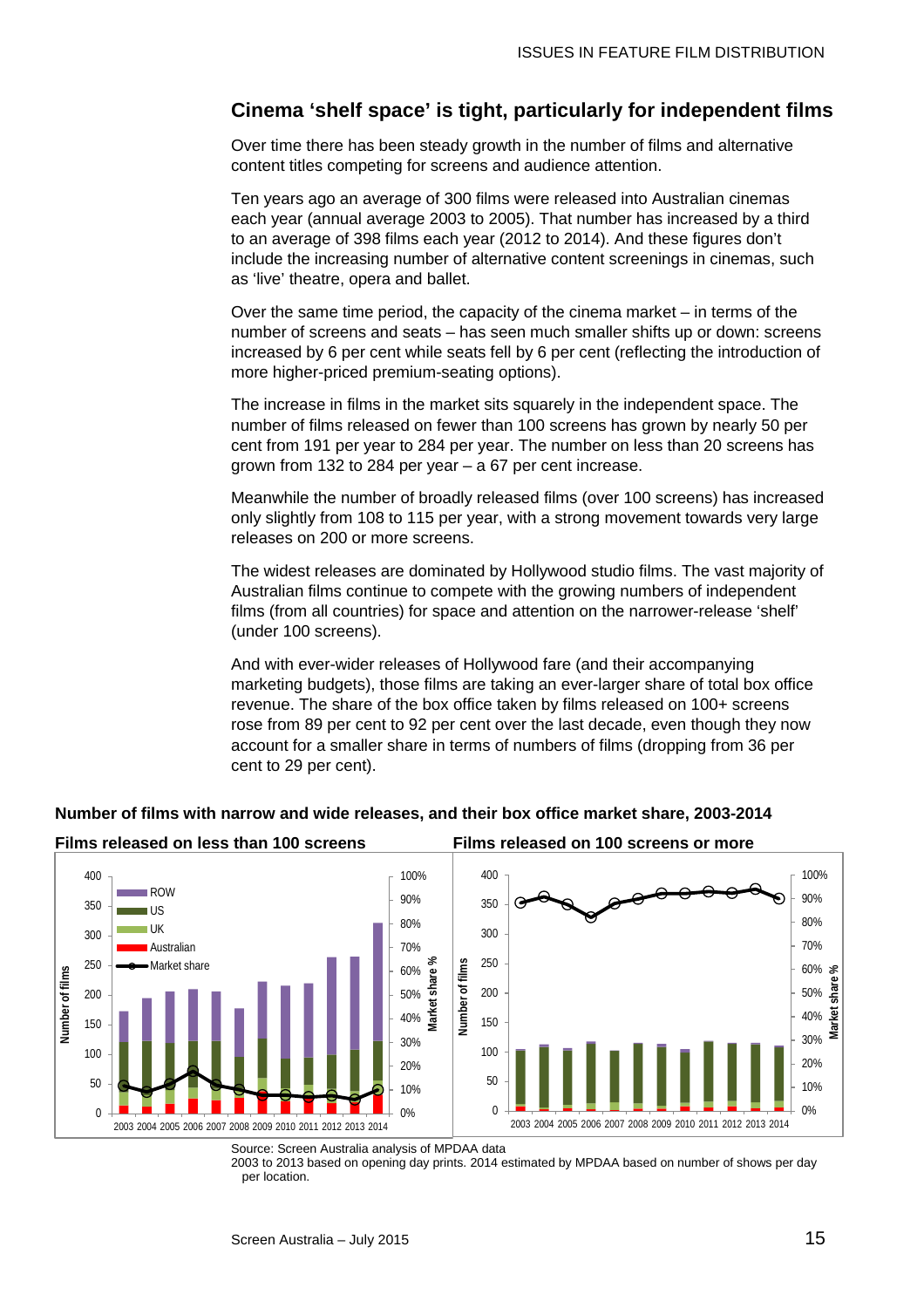## Cinema 'shelf space' is tight, particularly for independent films

Over time there has been steady growth in the number of films and alternative content titles competing for screens and audience attention.

Ten years ago an average of 300 films were released into Australian cinemas each year (annual average 2003 to 2005). That number has increased by a third to an average of 398 films each year (2012 to 2014). And these figures don't include the increasing number of alternative content screenings in cinemas, such as 'live' theatre, opera and ballet.

Over the same time period, the capacity of the cinema market – in terms of the number of screens and seats – has seen much smaller shifts up or down: screens increased by 6 per cent while seats fell by 6 per cent (reflecting the introduction of more higher-priced premium-seating options).

The increase in films in the market sits squarely in the independent space. The number of films released on fewer than 100 screens has grown by nearly 50 per cent from 191 per year to 284 per year. The number on less than 20 screens has grown from 132 to 284 per year – a 67 per cent increase.

Meanwhile the number of broadly released films (over 100 screens) has increased only slightly from 108 to 115 per year, with a strong movement towards very large releases on 200 or more screens.

The widest releases are dominated by Hollywood studio films. The vast majority of Australian films continue to compete with the growing numbers of independent films (from all countries) for space and attention on the narrower-release 'shelf' (under 100 screens).

And with ever-wider releases of Hollywood fare (and their accompanying marketing budgets), those films are taking an ever-larger share of total box office revenue. The share of the box office taken by films released on 100+ screens rose from 89 per cent to 92 per cent over the last decade, even though they now account for a smaller share in terms of numbers of films (dropping from 36 per cent to 29 per cent).

**Number of films with narrow and wide releases, and their box office market share, 2003-2014**

**Films released on less than 100 screens** | **Films released on 100 screens or more**

Source: Screen Australia analysis of MPDAA data
2003 to 2013 based on opening day prints. 2014 estimated by MPDAA based on number of shows per day per location.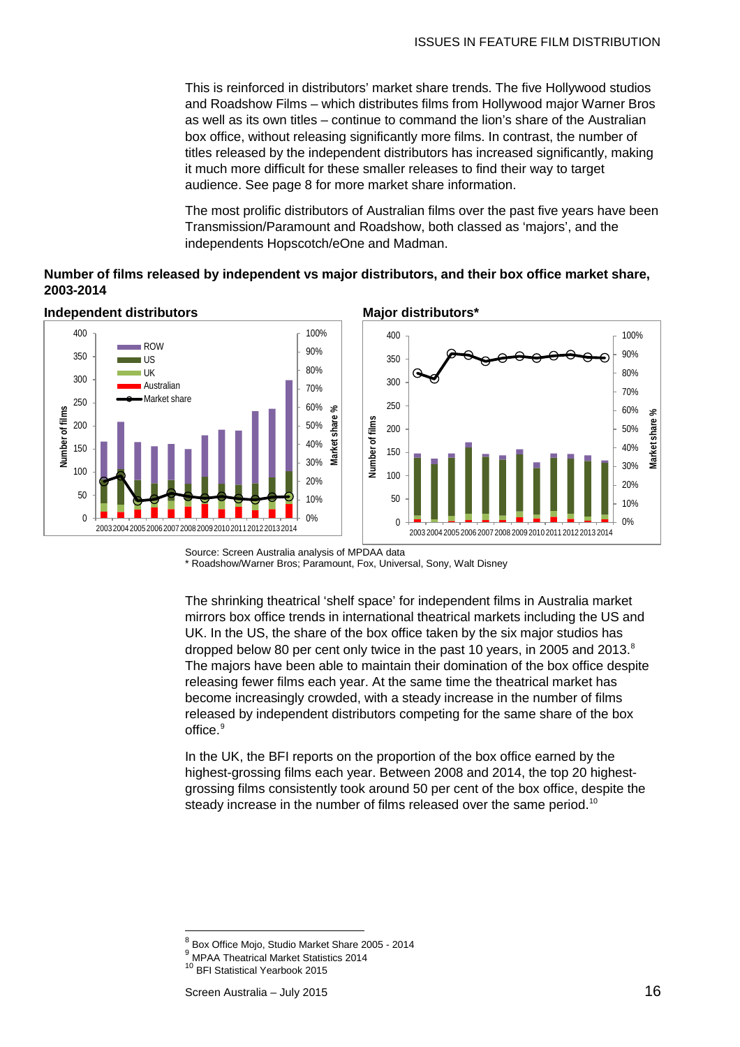This is reinforced in distributors' market share trends. The five Hollywood studios and Roadshow Films – which distributes films from Hollywood major Warner Bros as well as its own titles – continue to command the lion's share of the Australian box office, without releasing significantly more films. In contrast, the number of titles released by the independent distributors has increased significantly, making it much more difficult for these smaller releases to find their way to target audience. See page 8 for more market share information.

The most prolific distributors of Australian films over the past five years have been Transmission/Paramount and Roadshow, both classed as 'majors', and the independents Hopscotch/eOne and Madman.

**Number of films released by independent vs major distributors, and their box office market share, 2003-2014**

**Independent distributors**

**Major distributors***

Source: Screen Australia analysis of MPDAA data

* Roadshow/Warner Bros; Paramount, Fox, Universal, Sony, Walt Disney

The shrinking theatrical 'shelf space' for independent films in Australia market mirrors box office trends in international theatrical markets including the US and UK. In the US, the share of the box office taken by the six major studios has dropped below 80 per cent only twice in the past 10 years, in 2005 and 2013.[8] The majors have been able to maintain their domination of the box office despite releasing fewer films each year. At the same time the theatrical market has become increasingly crowded, with a steady increase in the number of films released by independent distributors competing for the same share of the box office.[9]

In the UK, the BFI reports on the proportion of the box office earned by the highest-grossing films each year. Between 2008 and 2014, the top 20 highest-grossing films consistently took around 50 per cent of the box office, despite the steady increase in the number of films released over the same period.[10]

---

[8] Box Office Mojo, Studio Market Share 2005 - 2014

[9] MPAA Theatrical Market Statistics 2014

[10] BFI Statistical Yearbook 2015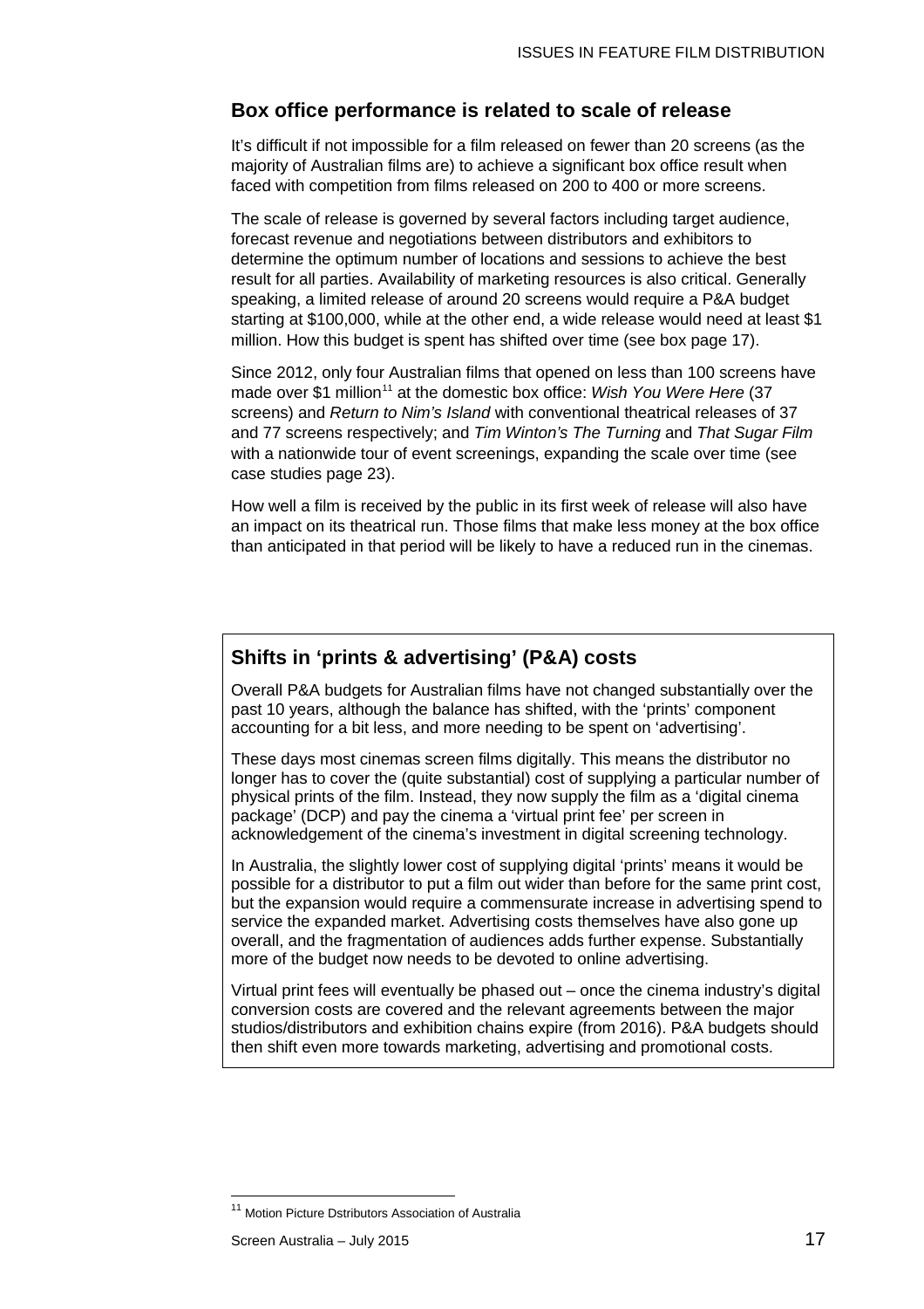## Box office performance is related to scale of release

It's difficult if not impossible for a film released on fewer than 20 screens (as the majority of Australian films are) to achieve a significant box office result when faced with competition from films released on 200 to 400 or more screens.

The scale of release is governed by several factors including target audience, forecast revenue and negotiations between distributors and exhibitors to determine the optimum number of locations and sessions to achieve the best result for all parties. Availability of marketing resources is also critical. Generally speaking, a limited release of around 20 screens would require a P&A budget starting at $100,000, while at the other end, a wide release would need at least $1 million. How this budget is spent has shifted over time (see box page 17).

Since 2012, only four Australian films that opened on less than 100 screens have made over $1 million[11] at the domestic box office: *Wish You Were Here* (37 screens) and *Return to Nim's Island* with conventional theatrical releases of 37 and 77 screens respectively; and *Tim Winton's The Turning* and *That Sugar Film* with a nationwide tour of event screenings, expanding the scale over time (see case studies page 23).

How well a film is received by the public in its first week of release will also have an impact on its theatrical run. Those films that make less money at the box office than anticipated in that period will be likely to have a reduced run in the cinemas.

### Shifts in 'prints & advertising' (P&A) costs

Overall P&A budgets for Australian films have not changed substantially over the past 10 years, although the balance has shifted, with the 'prints' component accounting for a bit less, and more needing to be spent on 'advertising'.

These days most cinemas screen films digitally. This means the distributor no longer has to cover the (quite substantial) cost of supplying a particular number of physical prints of the film. Instead, they now supply the film as a 'digital cinema package' (DCP) and pay the cinema a 'virtual print fee' per screen in acknowledgement of the cinema's investment in digital screening technology.

In Australia, the slightly lower cost of supplying digital 'prints' means it would be possible for a distributor to put a film out wider than before for the same print cost, but the expansion would require a commensurate increase in advertising spend to service the expanded market. Advertising costs themselves have also gone up overall, and the fragmentation of audiences adds further expense. Substantially more of the budget now needs to be devoted to online advertising.

Virtual print fees will eventually be phased out – once the cinema industry's digital conversion costs are covered and the relevant agreements between the major studios/distributors and exhibition chains expire (from 2016). P&A budgets should then shift even more towards marketing, advertising and promotional costs.

---

[11] Motion Picture Dstributors Association of Australia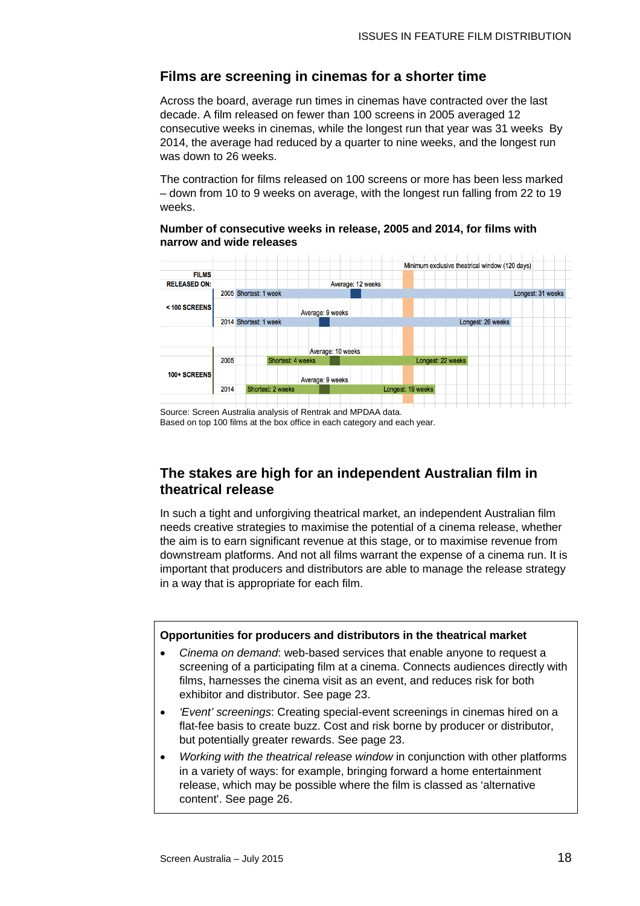## Films are screening in cinemas for a shorter time

Across the board, average run times in cinemas have contracted over the last decade. A film released on fewer than 100 screens in 2005 averaged 12 consecutive weeks in cinemas, while the longest run that year was 31 weeks By 2014, the average had reduced by a quarter to nine weeks, and the longest run was down to 26 weeks.

The contraction for films released on 100 screens or more has been less marked – down from 10 to 9 weeks on average, with the longest run falling from 22 to 19 weeks.

**Number of consecutive weeks in release, 2005 and 2014, for films with narrow and wide releases**

| FILMS RELEASED ON: | Year | Shortest | Average | Longest |
|---|---|---|---|---|
| < 100 SCREENS | 2005 | Shortest: 1 week | Average: 12 weeks | Longest: 31 weeks |
| | 2014 | Shortest: 1 week | Average: 9 weeks | Longest: 26 weeks |
| 100+ SCREENS | 2005 | Shortest: 4 weeks | Average: 10 weeks | Longest: 22 weeks |
| | 2014 | Shortest: 2 weeks | Average: 9 weeks | Longest: 19 weeks |

Minimum exclusive theatrical window (120 days)

Source: Screen Australia analysis of Rentrak and MPDAA data.
Based on top 100 films at the box office in each category and each year.

## The stakes are high for an independent Australian film in theatrical release

In such a tight and unforgiving theatrical market, an independent Australian film needs creative strategies to maximise the potential of a cinema release, whether the aim is to earn significant revenue at this stage, or to maximise revenue from downstream platforms. And not all films warrant the expense of a cinema run. It is important that producers and distributors are able to manage the release strategy in a way that is appropriate for each film.

**Opportunities for producers and distributors in the theatrical market**

- *Cinema on demand*: web-based services that enable anyone to request a screening of a participating film at a cinema. Connects audiences directly with films, harnesses the cinema visit as an event, and reduces risk for both exhibitor and distributor. See page 23.
- *'Event' screenings*: Creating special-event screenings in cinemas hired on a flat-fee basis to create buzz. Cost and risk borne by producer or distributor, but potentially greater rewards. See page 23.
- *Working with the theatrical release window* in conjunction with other platforms in a variety of ways: for example, bringing forward a home entertainment release, which may be possible where the film is classed as 'alternative content'. See page 26.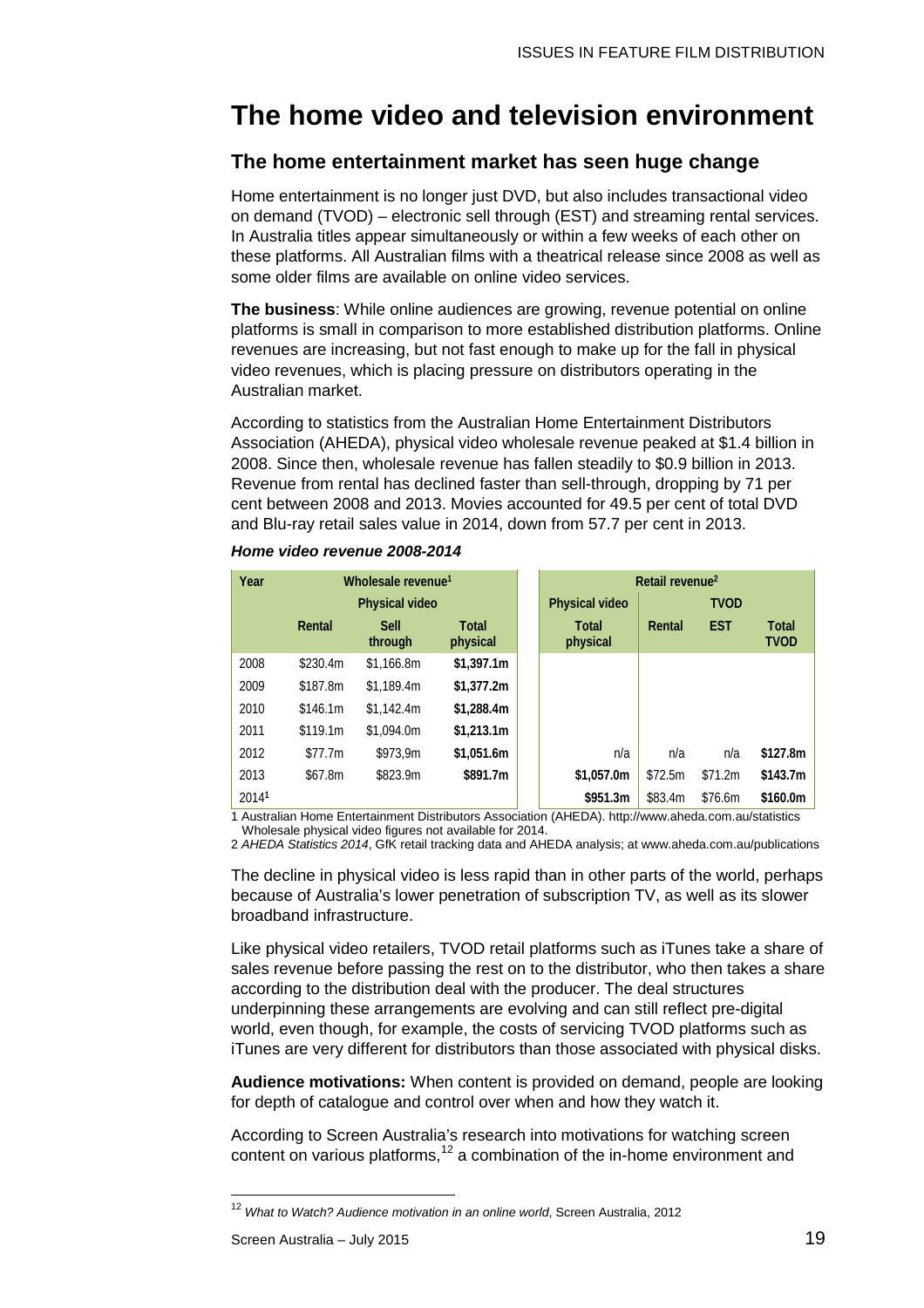# The home video and television environment

## The home entertainment market has seen huge change

Home entertainment is no longer just DVD, but also includes transactional video on demand (TVOD) – electronic sell through (EST) and streaming rental services. In Australia titles appear simultaneously or within a few weeks of each other on these platforms. All Australian films with a theatrical release since 2008 as well as some older films are available on online video services.

**The business**: While online audiences are growing, revenue potential on online platforms is small in comparison to more established distribution platforms. Online revenues are increasing, but not fast enough to make up for the fall in physical video revenues, which is placing pressure on distributors operating in the Australian market.

According to statistics from the Australian Home Entertainment Distributors Association (AHEDA), physical video wholesale revenue peaked at $1.4 billion in 2008. Since then, wholesale revenue has fallen steadily to $0.9 billion in 2013. Revenue from rental has declined faster than sell-through, dropping by 71 per cent between 2008 and 2013. Movies accounted for 49.5 per cent of total DVD and Blu-ray retail sales value in 2014, down from 57.7 per cent in 2013.

***Home video revenue 2008-2014***

| Year | Wholesale revenue[1] | | | Retail revenue[2] | | | |
|---|---|---|---|---|---|---|---|
| | Physical video | | | Physical video | TVOD | | |
| | Rental | Sell through | Total physical | Total physical | Rental | EST | Total TVOD |
| 2008 | $230.4m | $1,166.8m | **$1,397.1m** | | | | |
| 2009 | $187.8m | $1,189.4m | **$1,377.2m** | | | | |
| 2010 | $146.1m | $1,142.4m | **$1,288.4m** | | | | |
| 2011 | $119.1m | $1,094.0m | **$1,213.1m** | | | | |
| 2012 | $77.7m | $973,9m | **$1,051.6m** | n/a | n/a | n/a | **$127.8m** |
| 2013 | $67.8m | $823.9m | **$891.7m** | **$1,057.0m** | $72.5m | $71.2m | **$143.7m** |
| 2014[1] | | | | **$951.3m** | $83.4m | $76.6m | **$160.0m** |

1 Australian Home Entertainment Distributors Association (AHEDA). http://www.aheda.com.au/statistics Wholesale physical video figures not available for 2014.

2 *AHEDA Statistics 2014*, GfK retail tracking data and AHEDA analysis; at www.aheda.com.au/publications

The decline in physical video is less rapid than in other parts of the world, perhaps because of Australia's lower penetration of subscription TV, as well as its slower broadband infrastructure.

Like physical video retailers, TVOD retail platforms such as iTunes take a share of sales revenue before passing the rest on to the distributor, who then takes a share according to the distribution deal with the producer. The deal structures underpinning these arrangements are evolving and can still reflect pre-digital world, even though, for example, the costs of servicing TVOD platforms such as iTunes are very different for distributors than those associated with physical disks.

**Audience motivations:** When content is provided on demand, people are looking for depth of catalogue and control over when and how they watch it.

According to Screen Australia's research into motivations for watching screen content on various platforms,[12] a combination of the in-home environment and

[12] *What to Watch? Audience motivation in an online world*, Screen Australia, 2012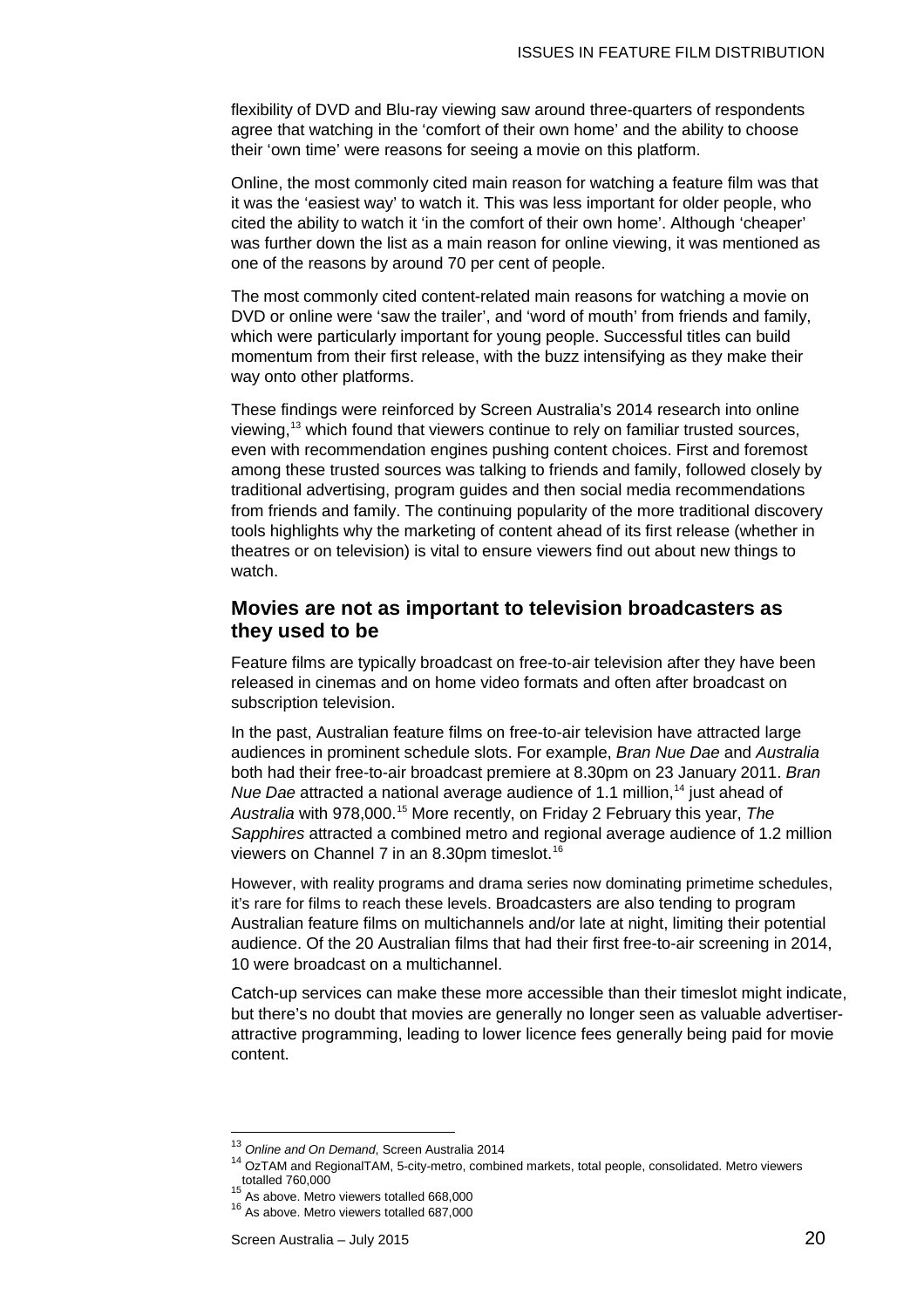flexibility of DVD and Blu-ray viewing saw around three-quarters of respondents agree that watching in the 'comfort of their own home' and the ability to choose their 'own time' were reasons for seeing a movie on this platform.

Online, the most commonly cited main reason for watching a feature film was that it was the 'easiest way' to watch it. This was less important for older people, who cited the ability to watch it 'in the comfort of their own home'. Although 'cheaper' was further down the list as a main reason for online viewing, it was mentioned as one of the reasons by around 70 per cent of people.

The most commonly cited content-related main reasons for watching a movie on DVD or online were 'saw the trailer', and 'word of mouth' from friends and family, which were particularly important for young people. Successful titles can build momentum from their first release, with the buzz intensifying as they make their way onto other platforms.

These findings were reinforced by Screen Australia's 2014 research into online viewing,[13] which found that viewers continue to rely on familiar trusted sources, even with recommendation engines pushing content choices. First and foremost among these trusted sources was talking to friends and family, followed closely by traditional advertising, program guides and then social media recommendations from friends and family. The continuing popularity of the more traditional discovery tools highlights why the marketing of content ahead of its first release (whether in theatres or on television) is vital to ensure viewers find out about new things to watch.

## Movies are not as important to television broadcasters as they used to be

Feature films are typically broadcast on free-to-air television after they have been released in cinemas and on home video formats and often after broadcast on subscription television.

In the past, Australian feature films on free-to-air television have attracted large audiences in prominent schedule slots. For example, *Bran Nue Dae* and *Australia* both had their free-to-air broadcast premiere at 8.30pm on 23 January 2011. *Bran Nue Dae* attracted a national average audience of 1.1 million,[14] just ahead of *Australia* with 978,000.[15] More recently, on Friday 2 February this year, *The Sapphires* attracted a combined metro and regional average audience of 1.2 million viewers on Channel 7 in an 8.30pm timeslot.[16]

However, with reality programs and drama series now dominating primetime schedules, it's rare for films to reach these levels. Broadcasters are also tending to program Australian feature films on multichannels and/or late at night, limiting their potential audience. Of the 20 Australian films that had their first free-to-air screening in 2014, 10 were broadcast on a multichannel.

Catch-up services can make these more accessible than their timeslot might indicate, but there's no doubt that movies are generally no longer seen as valuable advertiser-attractive programming, leading to lower licence fees generally being paid for movie content.

---

[13] *Online and On Demand*, Screen Australia 2014

[14] OzTAM and RegionalTAM, 5-city-metro, combined markets, total people, consolidated. Metro viewers totalled 760,000

[15] As above. Metro viewers totalled 668,000

[16] As above. Metro viewers totalled 687,000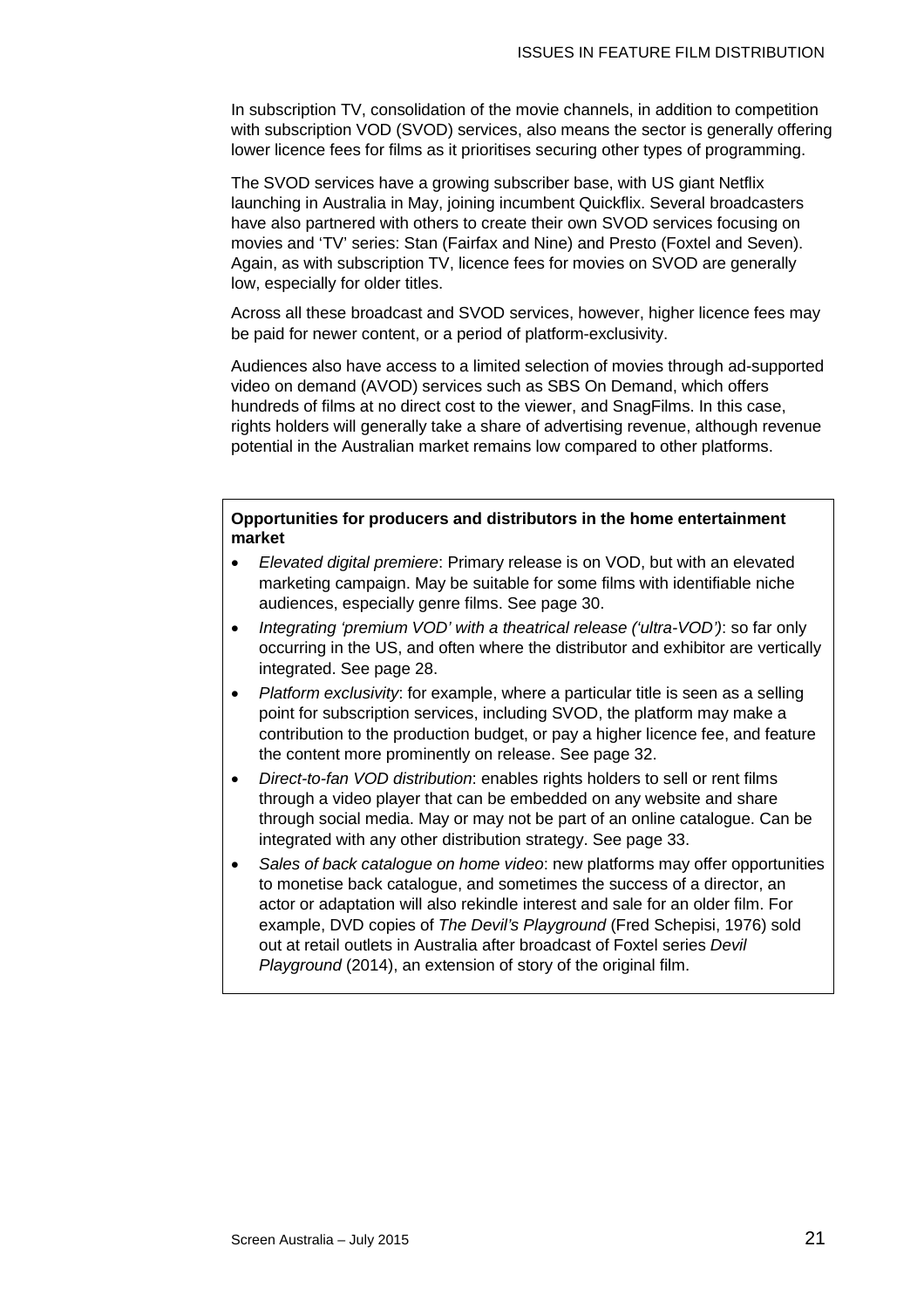In subscription TV, consolidation of the movie channels, in addition to competition with subscription VOD (SVOD) services, also means the sector is generally offering lower licence fees for films as it prioritises securing other types of programming.

The SVOD services have a growing subscriber base, with US giant Netflix launching in Australia in May, joining incumbent Quickflix. Several broadcasters have also partnered with others to create their own SVOD services focusing on movies and 'TV' series: Stan (Fairfax and Nine) and Presto (Foxtel and Seven). Again, as with subscription TV, licence fees for movies on SVOD are generally low, especially for older titles.

Across all these broadcast and SVOD services, however, higher licence fees may be paid for newer content, or a period of platform-exclusivity.

Audiences also have access to a limited selection of movies through ad-supported video on demand (AVOD) services such as SBS On Demand, which offers hundreds of films at no direct cost to the viewer, and SnagFilms. In this case, rights holders will generally take a share of advertising revenue, although revenue potential in the Australian market remains low compared to other platforms.

**Opportunities for producers and distributors in the home entertainment market**

- *Elevated digital premiere*: Primary release is on VOD, but with an elevated marketing campaign. May be suitable for some films with identifiable niche audiences, especially genre films. See page 30.
- *Integrating 'premium VOD' with a theatrical release ('ultra-VOD')*: so far only occurring in the US, and often where the distributor and exhibitor are vertically integrated. See page 28.
- *Platform exclusivity*: for example, where a particular title is seen as a selling point for subscription services, including SVOD, the platform may make a contribution to the production budget, or pay a higher licence fee, and feature the content more prominently on release. See page 32.
- *Direct-to-fan VOD distribution*: enables rights holders to sell or rent films through a video player that can be embedded on any website and share through social media. May or may not be part of an online catalogue. Can be integrated with any other distribution strategy. See page 33.
- *Sales of back catalogue on home video*: new platforms may offer opportunities to monetise back catalogue, and sometimes the success of a director, an actor or adaptation will also rekindle interest and sale for an older film. For example, DVD copies of *The Devil's Playground* (Fred Schepisi, 1976) sold out at retail outlets in Australia after broadcast of Foxtel series *Devil Playground* (2014), an extension of story of the original film.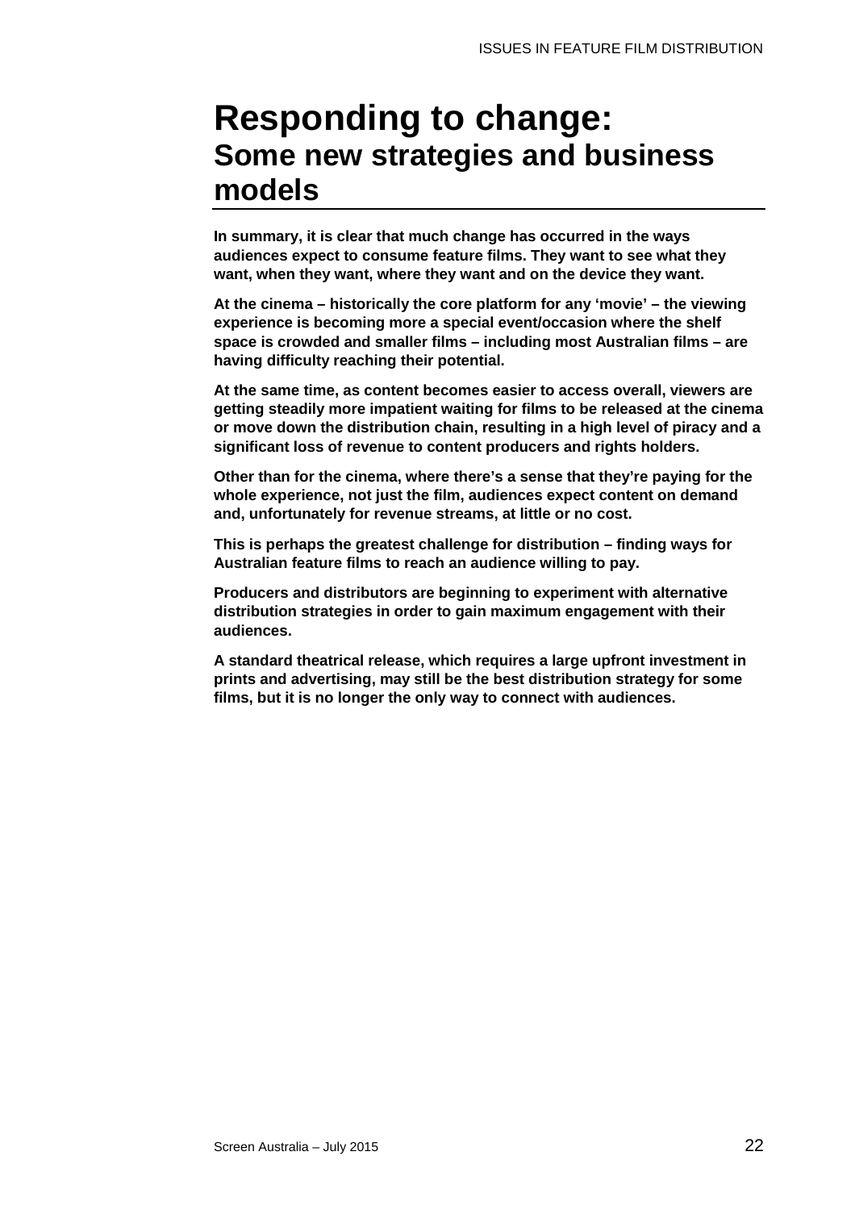# Responding to change:
## Some new strategies and business models

**In summary, it is clear that much change has occurred in the ways audiences expect to consume feature films. They want to see what they want, when they want, where they want and on the device they want.**

**At the cinema – historically the core platform for any 'movie' – the viewing experience is becoming more a special event/occasion where the shelf space is crowded and smaller films – including most Australian films – are having difficulty reaching their potential.**

**At the same time, as content becomes easier to access overall, viewers are getting steadily more impatient waiting for films to be released at the cinema or move down the distribution chain, resulting in a high level of piracy and a significant loss of revenue to content producers and rights holders.**

**Other than for the cinema, where there's a sense that they're paying for the whole experience, not just the film, audiences expect content on demand and, unfortunately for revenue streams, at little or no cost.**

**This is perhaps the greatest challenge for distribution – finding ways for Australian feature films to reach an audience willing to pay.**

**Producers and distributors are beginning to experiment with alternative distribution strategies in order to gain maximum engagement with their audiences.**

**A standard theatrical release, which requires a large upfront investment in prints and advertising, may still be the best distribution strategy for some films, but it is no longer the only way to connect with audiences.**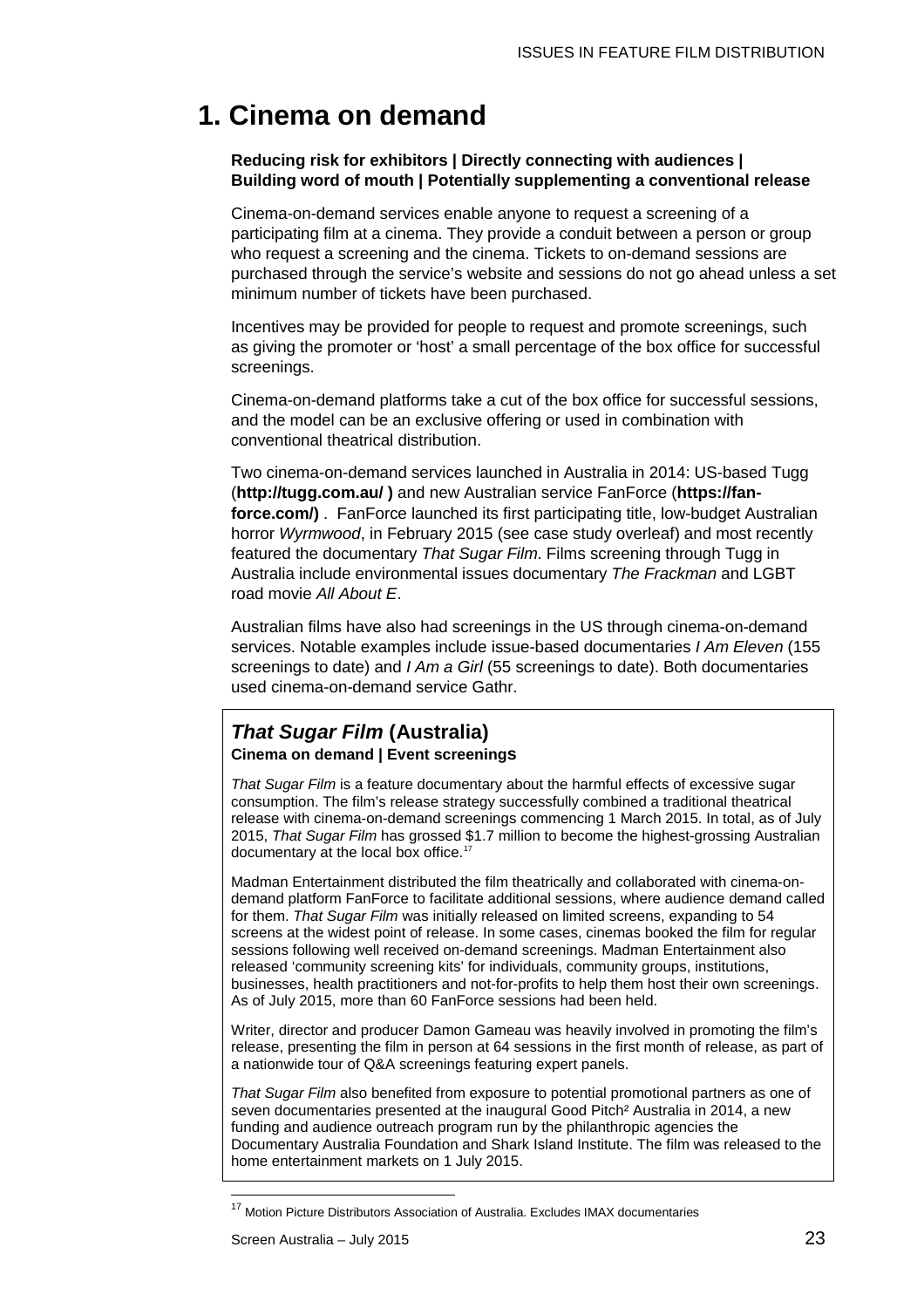# 1. Cinema on demand

**Reducing risk for exhibitors | Directly connecting with audiences | Building word of mouth | Potentially supplementing a conventional release**

Cinema-on-demand services enable anyone to request a screening of a participating film at a cinema. They provide a conduit between a person or group who request a screening and the cinema. Tickets to on-demand sessions are purchased through the service's website and sessions do not go ahead unless a set minimum number of tickets have been purchased.

Incentives may be provided for people to request and promote screenings, such as giving the promoter or 'host' a small percentage of the box office for successful screenings.

Cinema-on-demand platforms take a cut of the box office for successful sessions, and the model can be an exclusive offering or used in combination with conventional theatrical distribution.

Two cinema-on-demand services launched in Australia in 2014: US-based Tugg (**http://tugg.com.au/ )** and new Australian service FanForce (**https://fan-force.com/)** . FanForce launched its first participating title, low-budget Australian horror *Wyrmwood*, in February 2015 (see case study overleaf) and most recently featured the documentary *That Sugar Film*. Films screening through Tugg in Australia include environmental issues documentary *The Frackman* and LGBT road movie *All About E*.

Australian films have also had screenings in the US through cinema-on-demand services. Notable examples include issue-based documentaries *I Am Eleven* (155 screenings to date) and *I Am a Girl* (55 screenings to date). Both documentaries used cinema-on-demand service Gathr.

## *That Sugar Film* (Australia)

**Cinema on demand | Event screenings**

*That Sugar Film* is a feature documentary about the harmful effects of excessive sugar consumption. The film's release strategy successfully combined a traditional theatrical release with cinema-on-demand screenings commencing 1 March 2015. In total, as of July 2015, *That Sugar Film* has grossed $1.7 million to become the highest-grossing Australian documentary at the local box office.[17]

Madman Entertainment distributed the film theatrically and collaborated with cinema-on-demand platform FanForce to facilitate additional sessions, where audience demand called for them. *That Sugar Film* was initially released on limited screens, expanding to 54 screens at the widest point of release. In some cases, cinemas booked the film for regular sessions following well received on-demand screenings. Madman Entertainment also released 'community screening kits' for individuals, community groups, institutions, businesses, health practitioners and not-for-profits to help them host their own screenings. As of July 2015, more than 60 FanForce sessions had been held.

Writer, director and producer Damon Gameau was heavily involved in promoting the film's release, presenting the film in person at 64 sessions in the first month of release, as part of a nationwide tour of Q&A screenings featuring expert panels.

*That Sugar Film* also benefited from exposure to potential promotional partners as one of seven documentaries presented at the inaugural Good Pitch² Australia in 2014, a new funding and audience outreach program run by the philanthropic agencies the Documentary Australia Foundation and Shark Island Institute. The film was released to the home entertainment markets on 1 July 2015.

---

[17] Motion Picture Distributors Association of Australia. Excludes IMAX documentaries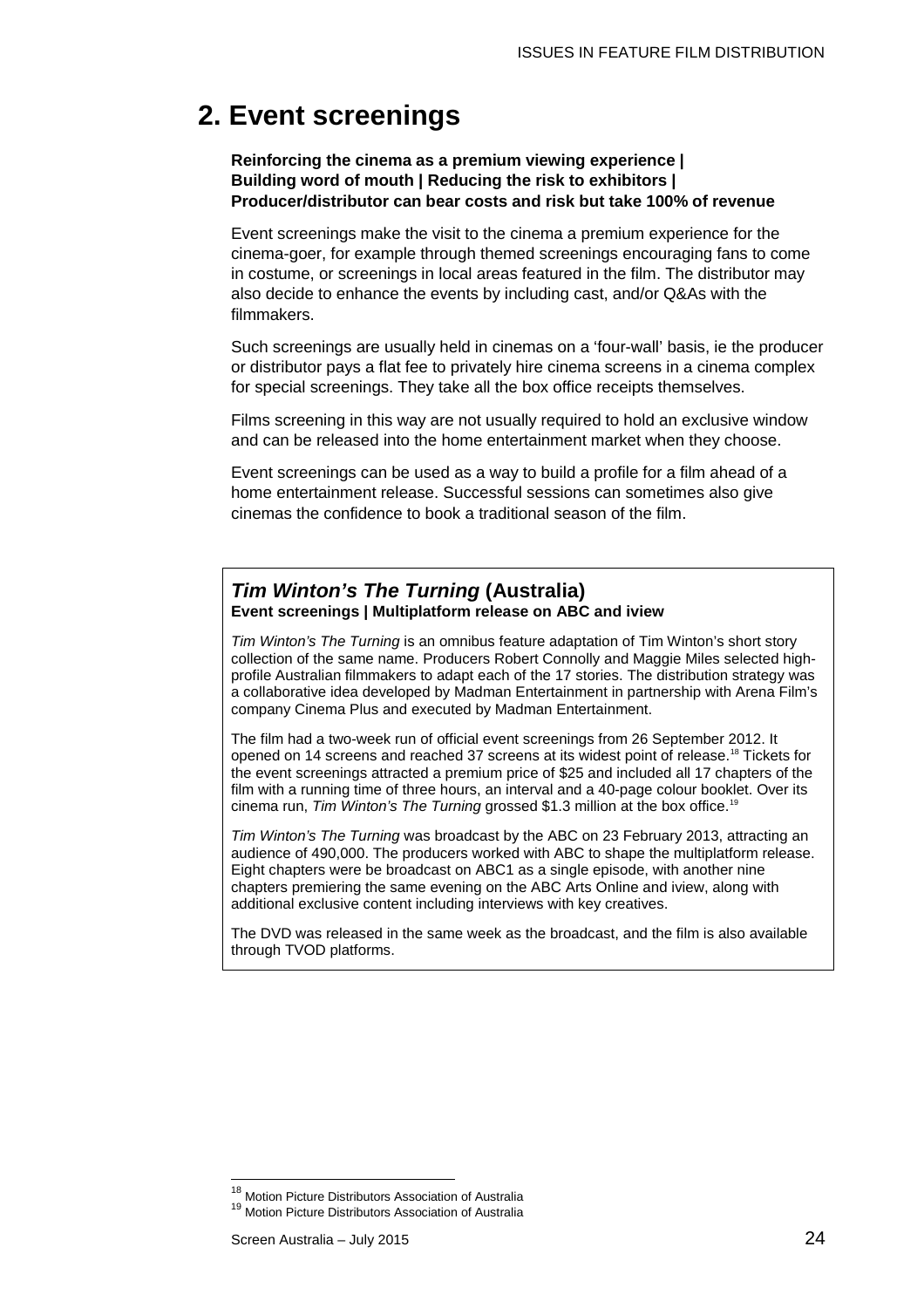# 2. Event screenings

**Reinforcing the cinema as a premium viewing experience | Building word of mouth | Reducing the risk to exhibitors | Producer/distributor can bear costs and risk but take 100% of revenue**

Event screenings make the visit to the cinema a premium experience for the cinema-goer, for example through themed screenings encouraging fans to come in costume, or screenings in local areas featured in the film. The distributor may also decide to enhance the events by including cast, and/or Q&As with the filmmakers.

Such screenings are usually held in cinemas on a 'four-wall' basis, ie the producer or distributor pays a flat fee to privately hire cinema screens in a cinema complex for special screenings. They take all the box office receipts themselves.

Films screening in this way are not usually required to hold an exclusive window and can be released into the home entertainment market when they choose.

Event screenings can be used as a way to build a profile for a film ahead of a home entertainment release. Successful sessions can sometimes also give cinemas the confidence to book a traditional season of the film.

## *Tim Winton's The Turning* (Australia)

**Event screenings | Multiplatform release on ABC and iview**

*Tim Winton's The Turning* is an omnibus feature adaptation of Tim Winton's short story collection of the same name. Producers Robert Connolly and Maggie Miles selected high-profile Australian filmmakers to adapt each of the 17 stories. The distribution strategy was a collaborative idea developed by Madman Entertainment in partnership with Arena Film's company Cinema Plus and executed by Madman Entertainment.

The film had a two-week run of official event screenings from 26 September 2012. It opened on 14 screens and reached 37 screens at its widest point of release.[18] Tickets for the event screenings attracted a premium price of $25 and included all 17 chapters of the film with a running time of three hours, an interval and a 40-page colour booklet. Over its cinema run, *Tim Winton's The Turning* grossed $1.3 million at the box office.[19]

*Tim Winton's The Turning* was broadcast by the ABC on 23 February 2013, attracting an audience of 490,000. The producers worked with ABC to shape the multiplatform release. Eight chapters were be broadcast on ABC1 as a single episode, with another nine chapters premiering the same evening on the ABC Arts Online and iview, along with additional exclusive content including interviews with key creatives.

The DVD was released in the same week as the broadcast, and the film is also available through TVOD platforms.

---

[18] Motion Picture Distributors Association of Australia

[19] Motion Picture Distributors Association of Australia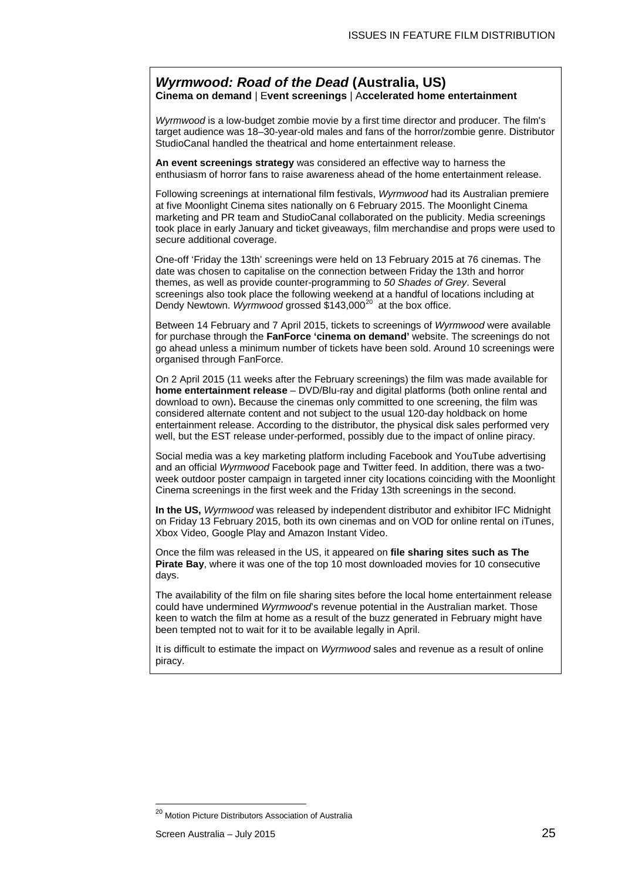## *Wyrmwood: Road of the Dead* (Australia, US)

**Cinema on demand** | E**vent screenings** | A**ccelerated home entertainment**

*Wyrmwood* is a low-budget zombie movie by a first time director and producer. The film's target audience was 18–30-year-old males and fans of the horror/zombie genre. Distributor StudioCanal handled the theatrical and home entertainment release.

**An event screenings strategy** was considered an effective way to harness the enthusiasm of horror fans to raise awareness ahead of the home entertainment release.

Following screenings at international film festivals, *Wyrmwood* had its Australian premiere at five Moonlight Cinema sites nationally on 6 February 2015. The Moonlight Cinema marketing and PR team and StudioCanal collaborated on the publicity. Media screenings took place in early January and ticket giveaways, film merchandise and props were used to secure additional coverage.

One-off 'Friday the 13th' screenings were held on 13 February 2015 at 76 cinemas. The date was chosen to capitalise on the connection between Friday the 13th and horror themes, as well as provide counter-programming to *50 Shades of Grey*. Several screenings also took place the following weekend at a handful of locations including at Dendy Newtown. *Wyrmwood* grossed $143,000[20] at the box office.

Between 14 February and 7 April 2015, tickets to screenings of *Wyrmwood* were available for purchase through the **FanForce 'cinema on demand'** website. The screenings do not go ahead unless a minimum number of tickets have been sold. Around 10 screenings were organised through FanForce.

On 2 April 2015 (11 weeks after the February screenings) the film was made available for **home entertainment release** – DVD/Blu-ray and digital platforms (both online rental and download to own)**.** Because the cinemas only committed to one screening, the film was considered alternate content and not subject to the usual 120-day holdback on home entertainment release. According to the distributor, the physical disk sales performed very well, but the EST release under-performed, possibly due to the impact of online piracy.

Social media was a key marketing platform including Facebook and YouTube advertising and an official *Wyrmwood* Facebook page and Twitter feed. In addition, there was a two-week outdoor poster campaign in targeted inner city locations coinciding with the Moonlight Cinema screenings in the first week and the Friday 13th screenings in the second.

**In the US,** *Wyrmwood* was released by independent distributor and exhibitor IFC Midnight on Friday 13 February 2015, both its own cinemas and on VOD for online rental on iTunes, Xbox Video, Google Play and Amazon Instant Video.

Once the film was released in the US, it appeared on **file sharing sites such as The Pirate Bay**, where it was one of the top 10 most downloaded movies for 10 consecutive days.

The availability of the film on file sharing sites before the local home entertainment release could have undermined *Wyrmwood*'s revenue potential in the Australian market. Those keen to watch the film at home as a result of the buzz generated in February might have been tempted not to wait for it to be available legally in April.

It is difficult to estimate the impact on *Wyrmwood* sales and revenue as a result of online piracy.

[20] Motion Picture Distributors Association of Australia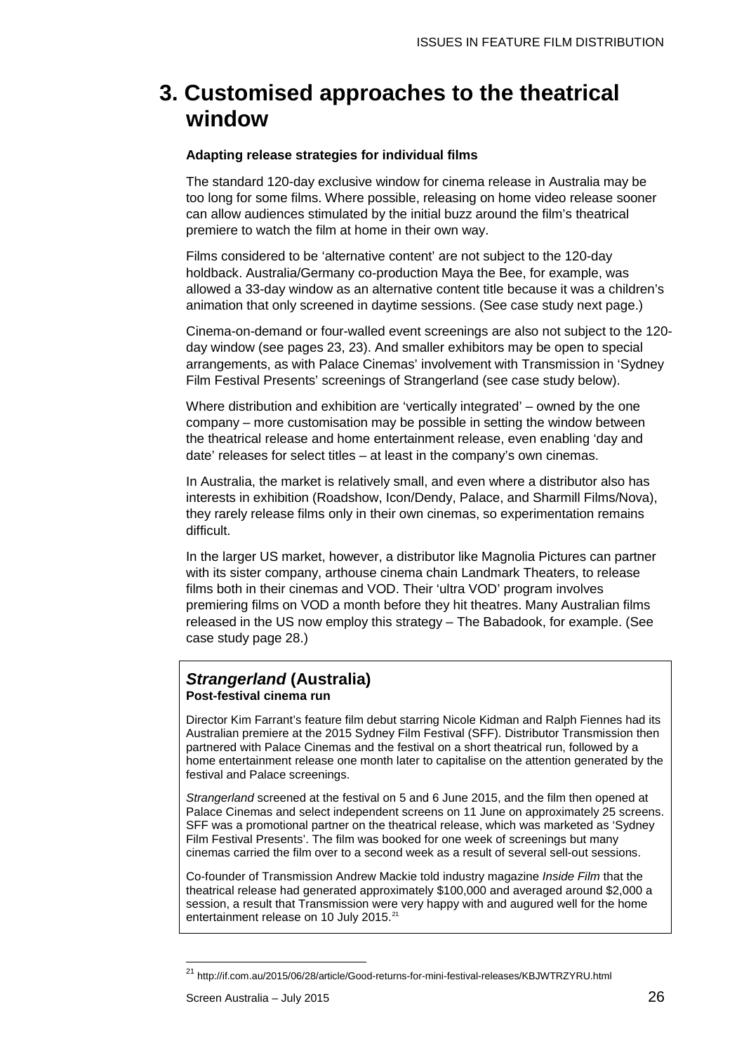# 3. Customised approaches to the theatrical window

**Adapting release strategies for individual films**

The standard 120-day exclusive window for cinema release in Australia may be too long for some films. Where possible, releasing on home video release sooner can allow audiences stimulated by the initial buzz around the film's theatrical premiere to watch the film at home in their own way.

Films considered to be 'alternative content' are not subject to the 120-day holdback. Australia/Germany co-production Maya the Bee, for example, was allowed a 33-day window as an alternative content title because it was a children's animation that only screened in daytime sessions. (See case study next page.)

Cinema-on-demand or four-walled event screenings are also not subject to the 120-day window (see pages 23, 23). And smaller exhibitors may be open to special arrangements, as with Palace Cinemas' involvement with Transmission in 'Sydney Film Festival Presents' screenings of Strangerland (see case study below).

Where distribution and exhibition are 'vertically integrated' – owned by the one company – more customisation may be possible in setting the window between the theatrical release and home entertainment release, even enabling 'day and date' releases for select titles – at least in the company's own cinemas.

In Australia, the market is relatively small, and even where a distributor also has interests in exhibition (Roadshow, Icon/Dendy, Palace, and Sharmill Films/Nova), they rarely release films only in their own cinemas, so experimentation remains difficult.

In the larger US market, however, a distributor like Magnolia Pictures can partner with its sister company, arthouse cinema chain Landmark Theaters, to release films both in their cinemas and VOD. Their 'ultra VOD' program involves premiering films on VOD a month before they hit theatres. Many Australian films released in the US now employ this strategy – The Babadook, for example. (See case study page 28.)

### *Strangerland* (Australia)

**Post-festival cinema run**

Director Kim Farrant's feature film debut starring Nicole Kidman and Ralph Fiennes had its Australian premiere at the 2015 Sydney Film Festival (SFF). Distributor Transmission then partnered with Palace Cinemas and the festival on a short theatrical run, followed by a home entertainment release one month later to capitalise on the attention generated by the festival and Palace screenings.

*Strangerland* screened at the festival on 5 and 6 June 2015, and the film then opened at Palace Cinemas and select independent screens on 11 June on approximately 25 screens. SFF was a promotional partner on the theatrical release, which was marketed as 'Sydney Film Festival Presents'. The film was booked for one week of screenings but many cinemas carried the film over to a second week as a result of several sell-out sessions.

Co-founder of Transmission Andrew Mackie told industry magazine *Inside Film* that the theatrical release had generated approximately $100,000 and averaged around $2,000 a session, a result that Transmission were very happy with and augured well for the home entertainment release on 10 July 2015.[21]

---

[21] http://if.com.au/2015/06/28/article/Good-returns-for-mini-festival-releases/KBJWTRZYRU.html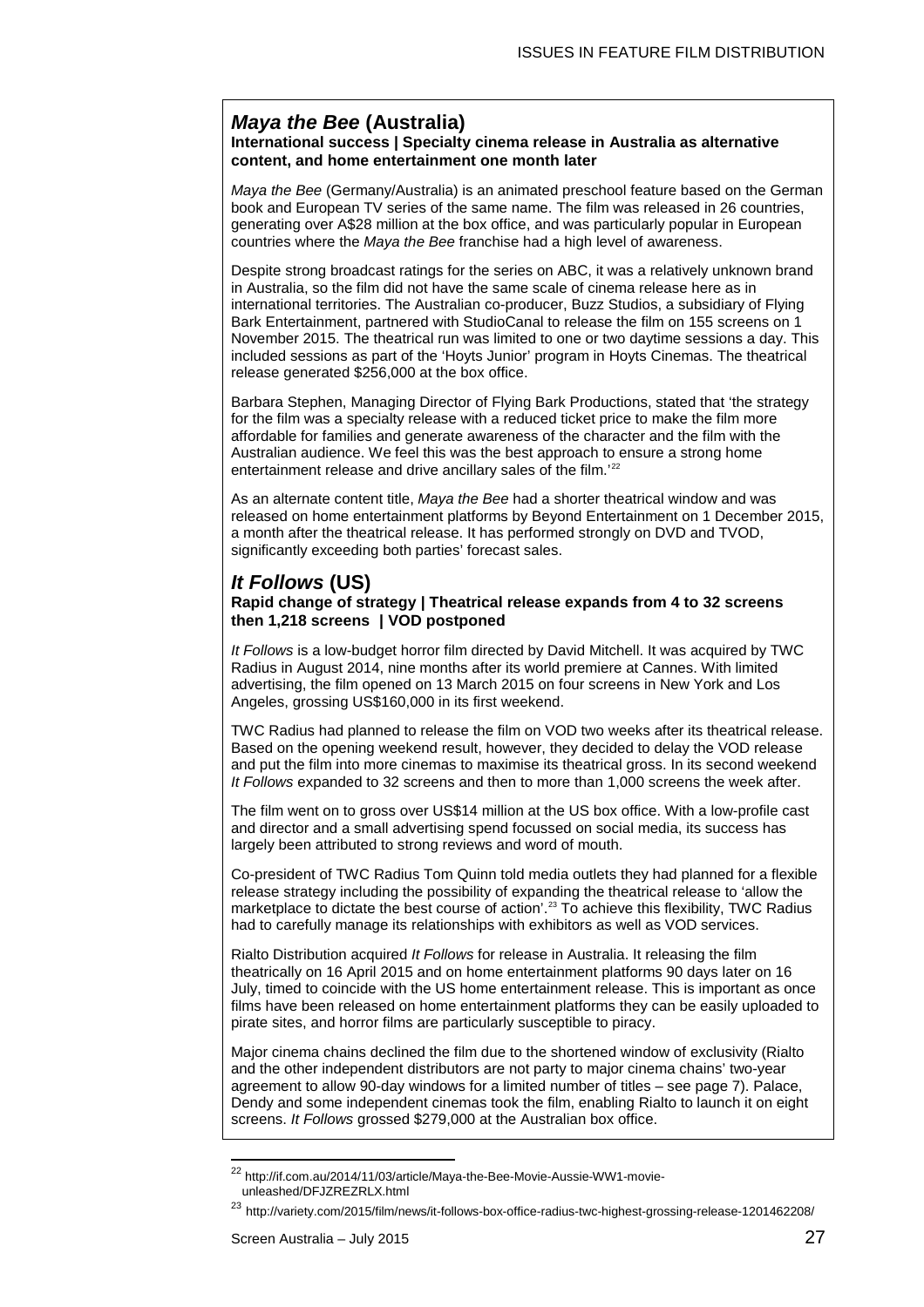## *Maya the Bee* (Australia)

**International success | Specialty cinema release in Australia as alternative content, and home entertainment one month later**

*Maya the Bee* (Germany/Australia) is an animated preschool feature based on the German book and European TV series of the same name. The film was released in 26 countries, generating over A$28 million at the box office, and was particularly popular in European countries where the *Maya the Bee* franchise had a high level of awareness.

Despite strong broadcast ratings for the series on ABC, it was a relatively unknown brand in Australia, so the film did not have the same scale of cinema release here as in international territories. The Australian co-producer, Buzz Studios, a subsidiary of Flying Bark Entertainment, partnered with StudioCanal to release the film on 155 screens on 1 November 2015. The theatrical run was limited to one or two daytime sessions a day. This included sessions as part of the 'Hoyts Junior' program in Hoyts Cinemas. The theatrical release generated $256,000 at the box office.

Barbara Stephen, Managing Director of Flying Bark Productions, stated that 'the strategy for the film was a specialty release with a reduced ticket price to make the film more affordable for families and generate awareness of the character and the film with the Australian audience. We feel this was the best approach to ensure a strong home entertainment release and drive ancillary sales of the film.'[22]

As an alternate content title, *Maya the Bee* had a shorter theatrical window and was released on home entertainment platforms by Beyond Entertainment on 1 December 2015, a month after the theatrical release. It has performed strongly on DVD and TVOD, significantly exceeding both parties' forecast sales.

## *It Follows* (US)

**Rapid change of strategy | Theatrical release expands from 4 to 32 screens then 1,218 screens | VOD postponed**

*It Follows* is a low-budget horror film directed by David Mitchell. It was acquired by TWC Radius in August 2014, nine months after its world premiere at Cannes. With limited advertising, the film opened on 13 March 2015 on four screens in New York and Los Angeles, grossing US$160,000 in its first weekend.

TWC Radius had planned to release the film on VOD two weeks after its theatrical release. Based on the opening weekend result, however, they decided to delay the VOD release and put the film into more cinemas to maximise its theatrical gross. In its second weekend *It Follows* expanded to 32 screens and then to more than 1,000 screens the week after.

The film went on to gross over US$14 million at the US box office. With a low-profile cast and director and a small advertising spend focussed on social media, its success has largely been attributed to strong reviews and word of mouth.

Co-president of TWC Radius Tom Quinn told media outlets they had planned for a flexible release strategy including the possibility of expanding the theatrical release to 'allow the marketplace to dictate the best course of action'.[23] To achieve this flexibility, TWC Radius had to carefully manage its relationships with exhibitors as well as VOD services.

Rialto Distribution acquired *It Follows* for release in Australia. It releasing the film theatrically on 16 April 2015 and on home entertainment platforms 90 days later on 16 July, timed to coincide with the US home entertainment release. This is important as once films have been released on home entertainment platforms they can be easily uploaded to pirate sites, and horror films are particularly susceptible to piracy.

Major cinema chains declined the film due to the shortened window of exclusivity (Rialto and the other independent distributors are not party to major cinema chains' two-year agreement to allow 90-day windows for a limited number of titles – see page 7). Palace, Dendy and some independent cinemas took the film, enabling Rialto to launch it on eight screens. *It Follows* grossed $279,000 at the Australian box office.

---

[22] http://if.com.au/2014/11/03/article/Maya-the-Bee-Movie-Aussie-WW1-movie-unleashed/DFJZREZRLX.html

[23] http://variety.com/2015/film/news/it-follows-box-office-radius-twc-highest-grossing-release-1201462208/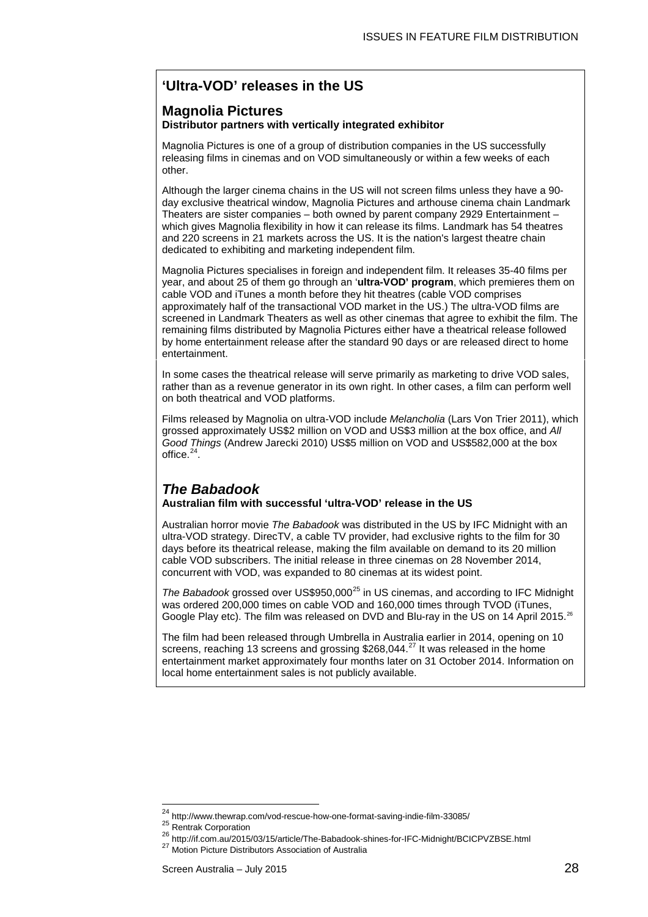## 'Ultra-VOD' releases in the US

### Magnolia Pictures

**Distributor partners with vertically integrated exhibitor**

Magnolia Pictures is one of a group of distribution companies in the US successfully releasing films in cinemas and on VOD simultaneously or within a few weeks of each other.

Although the larger cinema chains in the US will not screen films unless they have a 90-day exclusive theatrical window, Magnolia Pictures and arthouse cinema chain Landmark Theaters are sister companies – both owned by parent company 2929 Entertainment – which gives Magnolia flexibility in how it can release its films. Landmark has 54 theatres and 220 screens in 21 markets across the US. It is the nation's largest theatre chain dedicated to exhibiting and marketing independent film.

Magnolia Pictures specialises in foreign and independent film. It releases 35-40 films per year, and about 25 of them go through an '**ultra-VOD' program**, which premieres them on cable VOD and iTunes a month before they hit theatres (cable VOD comprises approximately half of the transactional VOD market in the US.) The ultra-VOD films are screened in Landmark Theaters as well as other cinemas that agree to exhibit the film. The remaining films distributed by Magnolia Pictures either have a theatrical release followed by home entertainment release after the standard 90 days or are released direct to home entertainment.

In some cases the theatrical release will serve primarily as marketing to drive VOD sales, rather than as a revenue generator in its own right. In other cases, a film can perform well on both theatrical and VOD platforms.

Films released by Magnolia on ultra-VOD include *Melancholia* (Lars Von Trier 2011), which grossed approximately US$2 million on VOD and US$3 million at the box office, and *All Good Things* (Andrew Jarecki 2010) US$5 million on VOD and US$582,000 at the box office.[24].

### *The Babadook*

**Australian film with successful 'ultra-VOD' release in the US**

Australian horror movie *The Babadook* was distributed in the US by IFC Midnight with an ultra-VOD strategy. DirecTV, a cable TV provider, had exclusive rights to the film for 30 days before its theatrical release, making the film available on demand to its 20 million cable VOD subscribers. The initial release in three cinemas on 28 November 2014, concurrent with VOD, was expanded to 80 cinemas at its widest point.

*The Babadook* grossed over US$950,000[25] in US cinemas, and according to IFC Midnight was ordered 200,000 times on cable VOD and 160,000 times through TVOD (iTunes, Google Play etc). The film was released on DVD and Blu-ray in the US on 14 April 2015.[26]

The film had been released through Umbrella in Australia earlier in 2014, opening on 10 screens, reaching 13 screens and grossing $268,044.[27] It was released in the home entertainment market approximately four months later on 31 October 2014. Information on local home entertainment sales is not publicly available.

---

[24] http://www.thewrap.com/vod-rescue-how-one-format-saving-indie-film-33085/

[25] Rentrak Corporation

[26] http://if.com.au/2015/03/15/article/The-Babadook-shines-for-IFC-Midnight/BCICPVZBSE.html

[27] Motion Picture Distributors Association of Australia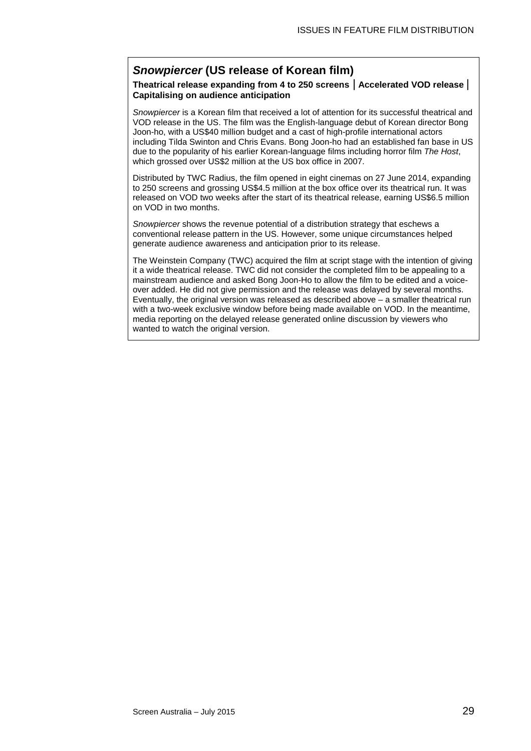## *Snowpiercer* (US release of Korean film)

**Theatrical release expanding from 4 to 250 screens │ Accelerated VOD release │ Capitalising on audience anticipation**

*Snowpiercer* is a Korean film that received a lot of attention for its successful theatrical and VOD release in the US. The film was the English-language debut of Korean director Bong Joon-ho, with a US$40 million budget and a cast of high-profile international actors including Tilda Swinton and Chris Evans. Bong Joon-ho had an established fan base in US due to the popularity of his earlier Korean-language films including horror film *The Host*, which grossed over US$2 million at the US box office in 2007.

Distributed by TWC Radius, the film opened in eight cinemas on 27 June 2014, expanding to 250 screens and grossing US$4.5 million at the box office over its theatrical run. It was released on VOD two weeks after the start of its theatrical release, earning US$6.5 million on VOD in two months.

*Snowpiercer* shows the revenue potential of a distribution strategy that eschews a conventional release pattern in the US. However, some unique circumstances helped generate audience awareness and anticipation prior to its release.

The Weinstein Company (TWC) acquired the film at script stage with the intention of giving it a wide theatrical release. TWC did not consider the completed film to be appealing to a mainstream audience and asked Bong Joon-Ho to allow the film to be edited and a voice-over added. He did not give permission and the release was delayed by several months. Eventually, the original version was released as described above – a smaller theatrical run with a two-week exclusive window before being made available on VOD. In the meantime, media reporting on the delayed release generated online discussion by viewers who wanted to watch the original version.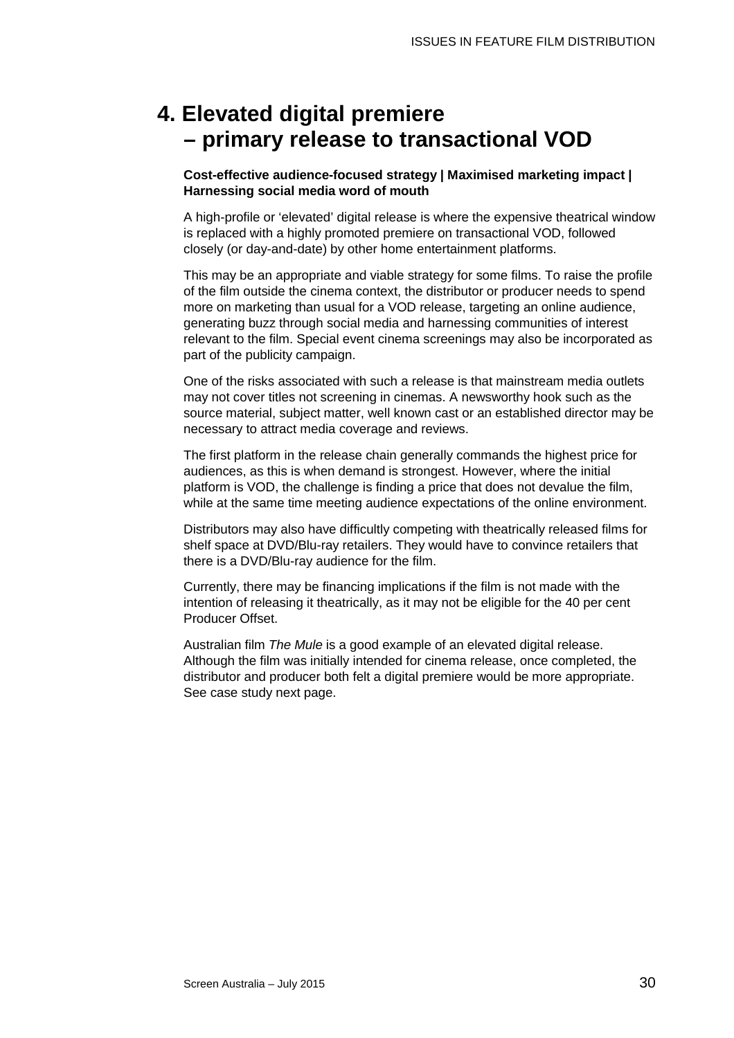# 4. Elevated digital premiere – primary release to transactional VOD

**Cost-effective audience-focused strategy | Maximised marketing impact | Harnessing social media word of mouth**

A high-profile or 'elevated' digital release is where the expensive theatrical window is replaced with a highly promoted premiere on transactional VOD, followed closely (or day-and-date) by other home entertainment platforms.

This may be an appropriate and viable strategy for some films. To raise the profile of the film outside the cinema context, the distributor or producer needs to spend more on marketing than usual for a VOD release, targeting an online audience, generating buzz through social media and harnessing communities of interest relevant to the film. Special event cinema screenings may also be incorporated as part of the publicity campaign.

One of the risks associated with such a release is that mainstream media outlets may not cover titles not screening in cinemas. A newsworthy hook such as the source material, subject matter, well known cast or an established director may be necessary to attract media coverage and reviews.

The first platform in the release chain generally commands the highest price for audiences, as this is when demand is strongest. However, where the initial platform is VOD, the challenge is finding a price that does not devalue the film, while at the same time meeting audience expectations of the online environment.

Distributors may also have difficultly competing with theatrically released films for shelf space at DVD/Blu-ray retailers. They would have to convince retailers that there is a DVD/Blu-ray audience for the film.

Currently, there may be financing implications if the film is not made with the intention of releasing it theatrically, as it may not be eligible for the 40 per cent Producer Offset.

Australian film *The Mule* is a good example of an elevated digital release. Although the film was initially intended for cinema release, once completed, the distributor and producer both felt a digital premiere would be more appropriate. See case study next page.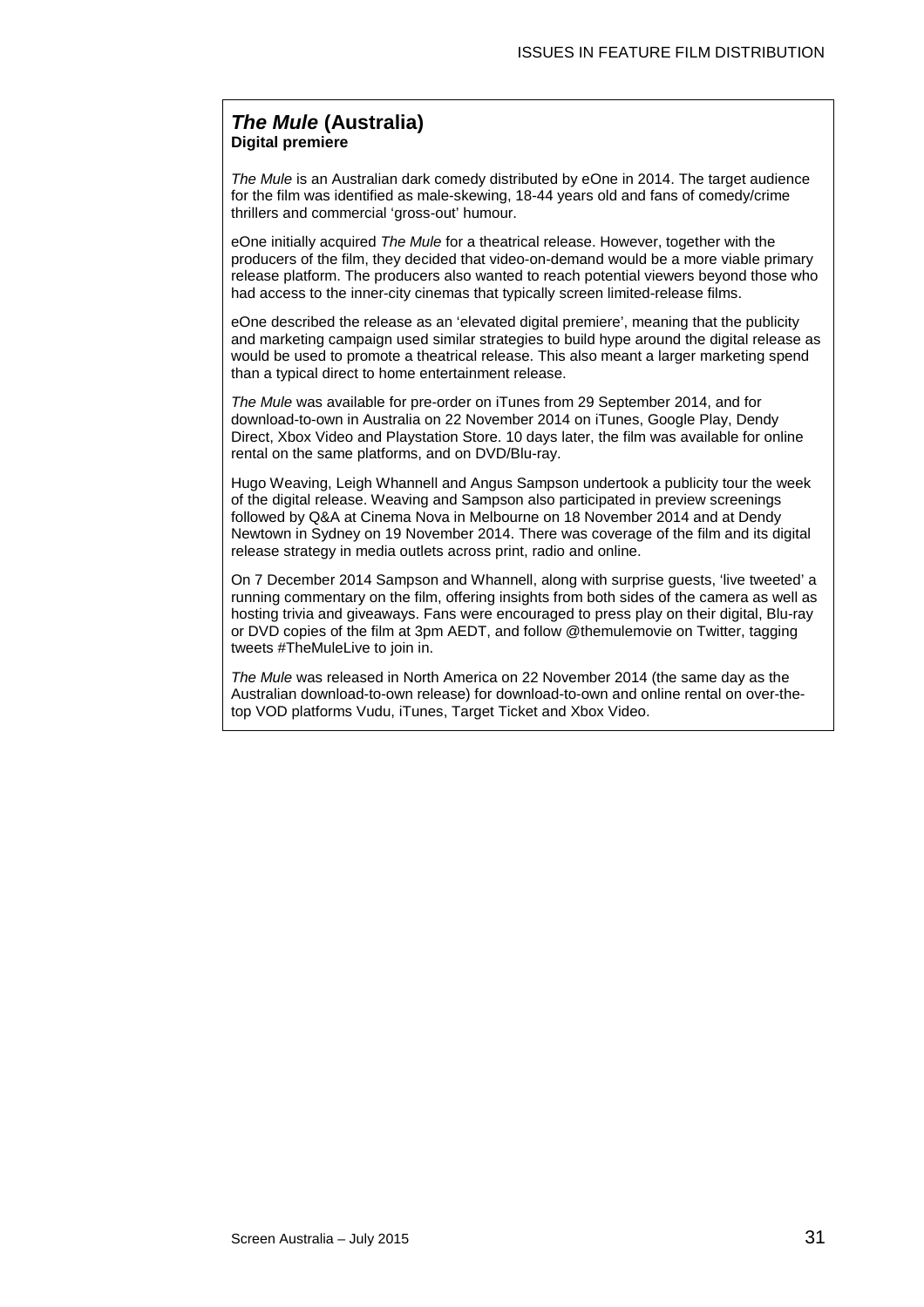## *The Mule* (Australia)

**Digital premiere**

*The Mule* is an Australian dark comedy distributed by eOne in 2014. The target audience for the film was identified as male-skewing, 18-44 years old and fans of comedy/crime thrillers and commercial 'gross-out' humour.

eOne initially acquired *The Mule* for a theatrical release. However, together with the producers of the film, they decided that video-on-demand would be a more viable primary release platform. The producers also wanted to reach potential viewers beyond those who had access to the inner-city cinemas that typically screen limited-release films.

eOne described the release as an 'elevated digital premiere', meaning that the publicity and marketing campaign used similar strategies to build hype around the digital release as would be used to promote a theatrical release. This also meant a larger marketing spend than a typical direct to home entertainment release.

*The Mule* was available for pre-order on iTunes from 29 September 2014, and for download-to-own in Australia on 22 November 2014 on iTunes, Google Play, Dendy Direct, Xbox Video and Playstation Store. 10 days later, the film was available for online rental on the same platforms, and on DVD/Blu-ray.

Hugo Weaving, Leigh Whannell and Angus Sampson undertook a publicity tour the week of the digital release. Weaving and Sampson also participated in preview screenings followed by Q&A at Cinema Nova in Melbourne on 18 November 2014 and at Dendy Newtown in Sydney on 19 November 2014. There was coverage of the film and its digital release strategy in media outlets across print, radio and online.

On 7 December 2014 Sampson and Whannell, along with surprise guests, 'live tweeted' a running commentary on the film, offering insights from both sides of the camera as well as hosting trivia and giveaways. Fans were encouraged to press play on their digital, Blu-ray or DVD copies of the film at 3pm AEDT, and follow @themulemovie on Twitter, tagging tweets #TheMuleLive to join in.

*The Mule* was released in North America on 22 November 2014 (the same day as the Australian download-to-own release) for download-to-own and online rental on over-the-top VOD platforms Vudu, iTunes, Target Ticket and Xbox Video.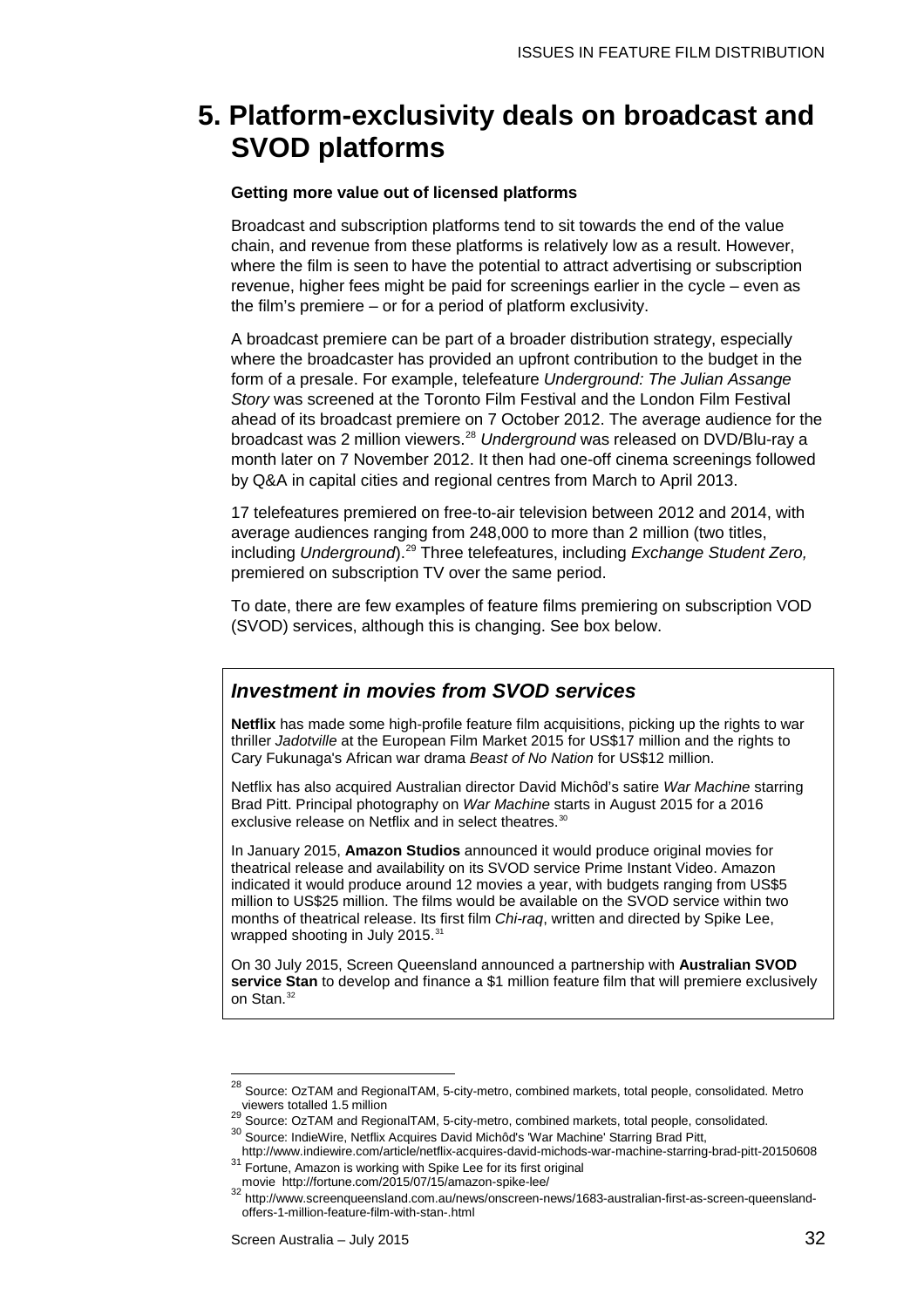# 5. Platform-exclusivity deals on broadcast and SVOD platforms

**Getting more value out of licensed platforms**

Broadcast and subscription platforms tend to sit towards the end of the value chain, and revenue from these platforms is relatively low as a result. However, where the film is seen to have the potential to attract advertising or subscription revenue, higher fees might be paid for screenings earlier in the cycle – even as the film's premiere – or for a period of platform exclusivity.

A broadcast premiere can be part of a broader distribution strategy, especially where the broadcaster has provided an upfront contribution to the budget in the form of a presale. For example, telefeature *Underground: The Julian Assange Story* was screened at the Toronto Film Festival and the London Film Festival ahead of its broadcast premiere on 7 October 2012. The average audience for the broadcast was 2 million viewers.[28] *Underground* was released on DVD/Blu-ray a month later on 7 November 2012. It then had one-off cinema screenings followed by Q&A in capital cities and regional centres from March to April 2013.

17 telefeatures premiered on free-to-air television between 2012 and 2014, with average audiences ranging from 248,000 to more than 2 million (two titles, including *Underground*).[29] Three telefeatures, including *Exchange Student Zero,* premiered on subscription TV over the same period.

To date, there are few examples of feature films premiering on subscription VOD (SVOD) services, although this is changing. See box below.

> ### *Investment in movies from SVOD services*
>
> **Netflix** has made some high-profile feature film acquisitions, picking up the rights to war thriller *Jadotville* at the European Film Market 2015 for US$17 million and the rights to Cary Fukunaga's African war drama *Beast of No Nation* for US$12 million.
>
> Netflix has also acquired Australian director David Michôd's satire *War Machine* starring Brad Pitt. Principal photography on *War Machine* starts in August 2015 for a 2016 exclusive release on Netflix and in select theatres.[30]
>
> In January 2015, **Amazon Studios** announced it would produce original movies for theatrical release and availability on its SVOD service Prime Instant Video. Amazon indicated it would produce around 12 movies a year, with budgets ranging from US$5 million to US$25 million. The films would be available on the SVOD service within two months of theatrical release. Its first film *Chi-raq*, written and directed by Spike Lee, wrapped shooting in July 2015.[31]
>
> On 30 July 2015, Screen Queensland announced a partnership with **Australian SVOD service Stan** to develop and finance a $1 million feature film that will premiere exclusively on Stan.[32]

---

[28] Source: OzTAM and RegionalTAM, 5-city-metro, combined markets, total people, consolidated. Metro viewers totalled 1.5 million

[29] Source: OzTAM and RegionalTAM, 5-city-metro, combined markets, total people, consolidated.

[30] Source: IndieWire, Netflix Acquires David Michôd's 'War Machine' Starring Brad Pitt, http://www.indiewire.com/article/netflix-acquires-david-michods-war-machine-starring-brad-pitt-20150608

[31] Fortune, Amazon is working with Spike Lee for its first original movie http://fortune.com/2015/07/15/amazon-spike-lee/

[32] http://www.screenqueensland.com.au/news/onscreen-news/1683-australian-first-as-screen-queensland-offers-1-million-feature-film-with-stan-.html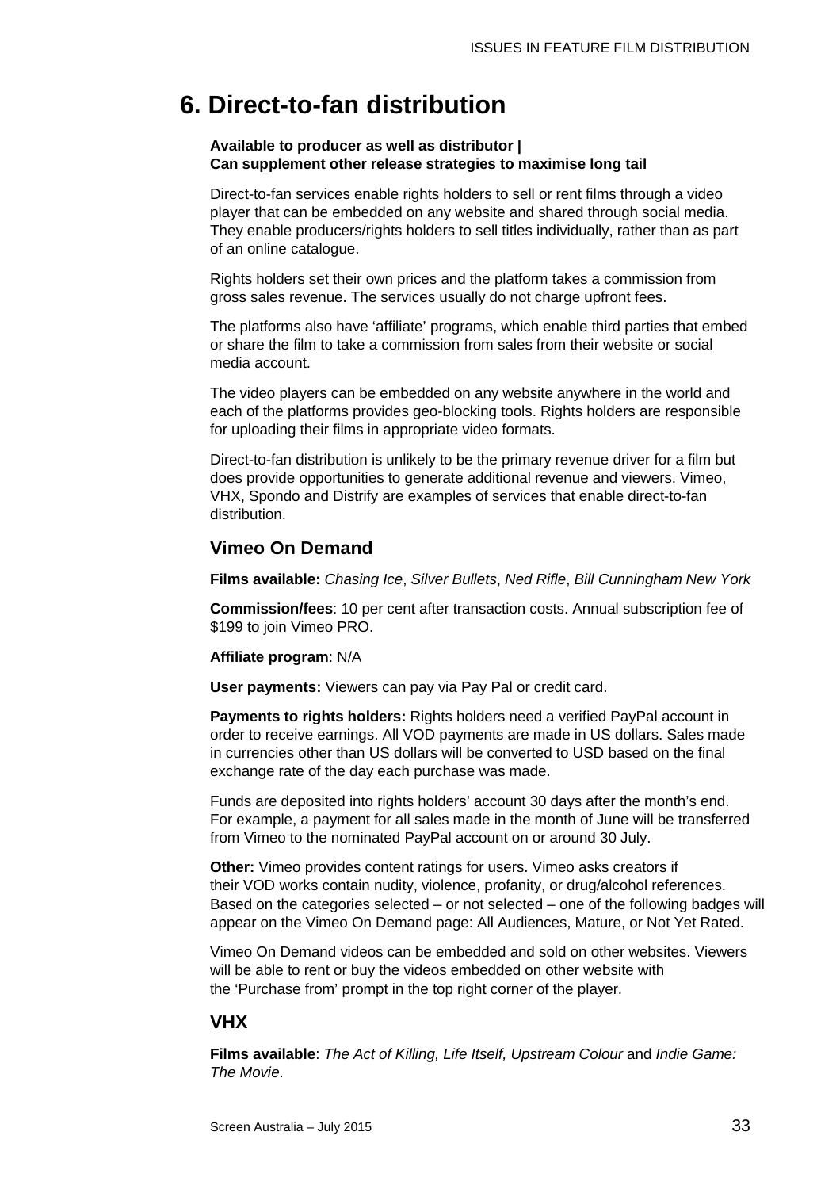# 6. Direct-to-fan distribution

**Available to producer as well as distributor |**
**Can supplement other release strategies to maximise long tail**

Direct-to-fan services enable rights holders to sell or rent films through a video player that can be embedded on any website and shared through social media. They enable producers/rights holders to sell titles individually, rather than as part of an online catalogue.

Rights holders set their own prices and the platform takes a commission from gross sales revenue. The services usually do not charge upfront fees.

The platforms also have 'affiliate' programs, which enable third parties that embed or share the film to take a commission from sales from their website or social media account.

The video players can be embedded on any website anywhere in the world and each of the platforms provides geo-blocking tools. Rights holders are responsible for uploading their films in appropriate video formats.

Direct-to-fan distribution is unlikely to be the primary revenue driver for a film but does provide opportunities to generate additional revenue and viewers. Vimeo, VHX, Spondo and Distrify are examples of services that enable direct-to-fan distribution.

## Vimeo On Demand

**Films available:** *Chasing Ice*, *Silver Bullets*, *Ned Rifle*, *Bill Cunningham New York*

**Commission/fees**: 10 per cent after transaction costs. Annual subscription fee of $199 to join Vimeo PRO.

**Affiliate program**: N/A

**User payments:** Viewers can pay via Pay Pal or credit card.

**Payments to rights holders:** Rights holders need a verified PayPal account in order to receive earnings. All VOD payments are made in US dollars. Sales made in currencies other than US dollars will be converted to USD based on the final exchange rate of the day each purchase was made.

Funds are deposited into rights holders' account 30 days after the month's end. For example, a payment for all sales made in the month of June will be transferred from Vimeo to the nominated PayPal account on or around 30 July.

**Other:** Vimeo provides content ratings for users. Vimeo asks creators if their VOD works contain nudity, violence, profanity, or drug/alcohol references. Based on the categories selected – or not selected – one of the following badges will appear on the Vimeo On Demand page: All Audiences, Mature, or Not Yet Rated.

Vimeo On Demand videos can be embedded and sold on other websites. Viewers will be able to rent or buy the videos embedded on other website with the 'Purchase from' prompt in the top right corner of the player.

## VHX

**Films available**: *The Act of Killing, Life Itself, Upstream Colour* and *Indie Game: The Movie*.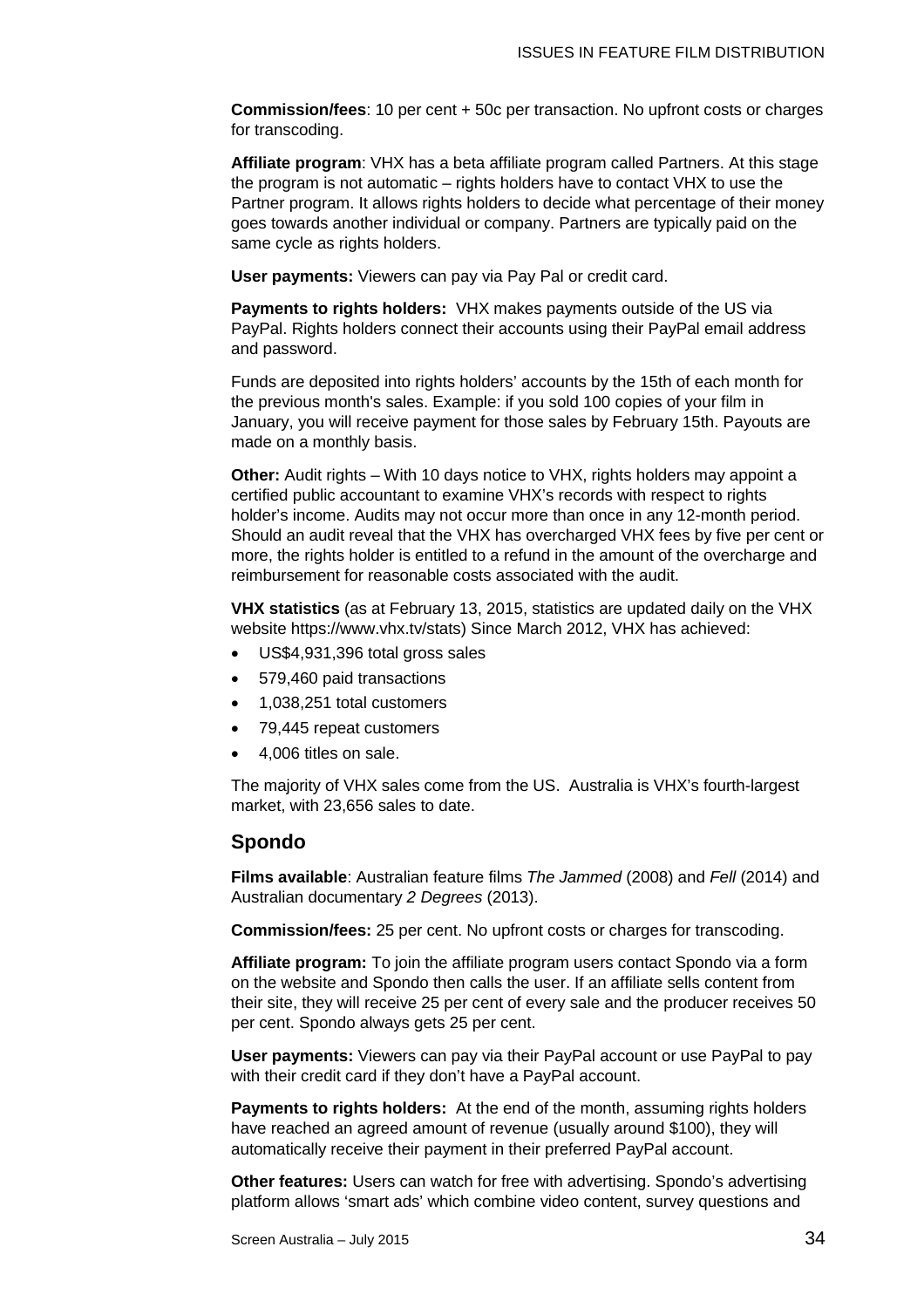**Commission/fees**: 10 per cent + 50c per transaction. No upfront costs or charges for transcoding.

**Affiliate program**: VHX has a beta affiliate program called Partners. At this stage the program is not automatic – rights holders have to contact VHX to use the Partner program. It allows rights holders to decide what percentage of their money goes towards another individual or company. Partners are typically paid on the same cycle as rights holders.

**User payments:** Viewers can pay via Pay Pal or credit card.

**Payments to rights holders:** VHX makes payments outside of the US via PayPal. Rights holders connect their accounts using their PayPal email address and password.

Funds are deposited into rights holders' accounts by the 15th of each month for the previous month's sales. Example: if you sold 100 copies of your film in January, you will receive payment for those sales by February 15th. Payouts are made on a monthly basis.

**Other:** Audit rights – With 10 days notice to VHX, rights holders may appoint a certified public accountant to examine VHX's records with respect to rights holder's income. Audits may not occur more than once in any 12-month period. Should an audit reveal that the VHX has overcharged VHX fees by five per cent or more, the rights holder is entitled to a refund in the amount of the overcharge and reimbursement for reasonable costs associated with the audit.

**VHX statistics** (as at February 13, 2015, statistics are updated daily on the VHX website https://www.vhx.tv/stats) Since March 2012, VHX has achieved:

- US$4,931,396 total gross sales
- 579,460 paid transactions
- 1,038,251 total customers
- 79,445 repeat customers
- 4,006 titles on sale.

The majority of VHX sales come from the US. Australia is VHX's fourth-largest market, with 23,656 sales to date.

## Spondo

**Films available**: Australian feature films *The Jammed* (2008) and *Fell* (2014) and Australian documentary *2 Degrees* (2013).

**Commission/fees:** 25 per cent. No upfront costs or charges for transcoding.

**Affiliate program:** To join the affiliate program users contact Spondo via a form on the website and Spondo then calls the user. If an affiliate sells content from their site, they will receive 25 per cent of every sale and the producer receives 50 per cent. Spondo always gets 25 per cent.

**User payments:** Viewers can pay via their PayPal account or use PayPal to pay with their credit card if they don't have a PayPal account.

**Payments to rights holders:** At the end of the month, assuming rights holders have reached an agreed amount of revenue (usually around $100), they will automatically receive their payment in their preferred PayPal account.

**Other features:** Users can watch for free with advertising. Spondo's advertising platform allows 'smart ads' which combine video content, survey questions and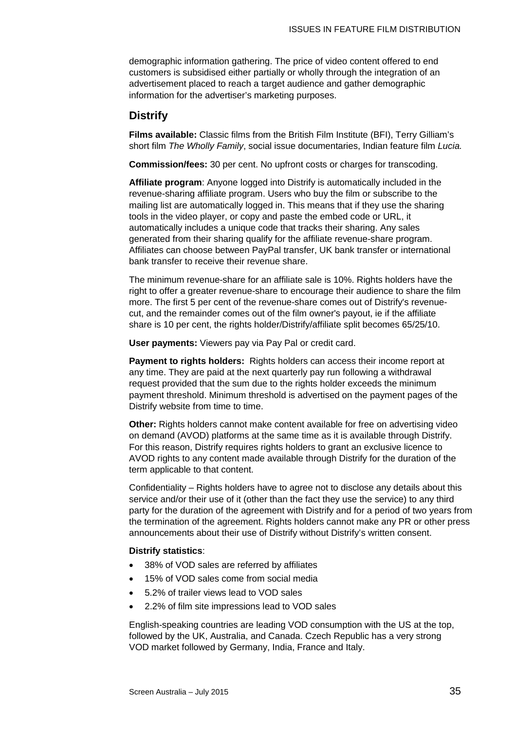demographic information gathering. The price of video content offered to end customers is subsidised either partially or wholly through the integration of an advertisement placed to reach a target audience and gather demographic information for the advertiser's marketing purposes.

## Distrify

**Films available:** Classic films from the British Film Institute (BFI), Terry Gilliam's short film *The Wholly Family*, social issue documentaries, Indian feature film *Lucia.*

**Commission/fees:** 30 per cent. No upfront costs or charges for transcoding.

**Affiliate program**: Anyone logged into Distrify is automatically included in the revenue-sharing affiliate program. Users who buy the film or subscribe to the mailing list are automatically logged in. This means that if they use the sharing tools in the video player, or copy and paste the embed code or URL, it automatically includes a unique code that tracks their sharing. Any sales generated from their sharing qualify for the affiliate revenue-share program. Affiliates can choose between PayPal transfer, UK bank transfer or international bank transfer to receive their revenue share.

The minimum revenue-share for an affiliate sale is 10%. Rights holders have the right to offer a greater revenue-share to encourage their audience to share the film more. The first 5 per cent of the revenue-share comes out of Distrify's revenue-cut, and the remainder comes out of the film owner's payout, ie if the affiliate share is 10 per cent, the rights holder/Distrify/affiliate split becomes 65/25/10.

**User payments:** Viewers pay via Pay Pal or credit card.

**Payment to rights holders:** Rights holders can access their income report at any time. They are paid at the next quarterly pay run following a withdrawal request provided that the sum due to the rights holder exceeds the minimum payment threshold. Minimum threshold is advertised on the payment pages of the Distrify website from time to time.

**Other:** Rights holders cannot make content available for free on advertising video on demand (AVOD) platforms at the same time as it is available through Distrify. For this reason, Distrify requires rights holders to grant an exclusive licence to AVOD rights to any content made available through Distrify for the duration of the term applicable to that content.

Confidentiality – Rights holders have to agree not to disclose any details about this service and/or their use of it (other than the fact they use the service) to any third party for the duration of the agreement with Distrify and for a period of two years from the termination of the agreement. Rights holders cannot make any PR or other press announcements about their use of Distrify without Distrify's written consent.

**Distrify statistics**:

- 38% of VOD sales are referred by affiliates
- 15% of VOD sales come from social media
- 5.2% of trailer views lead to VOD sales
- 2.2% of film site impressions lead to VOD sales

English-speaking countries are leading VOD consumption with the US at the top, followed by the UK, Australia, and Canada. Czech Republic has a very strong VOD market followed by Germany, India, France and Italy.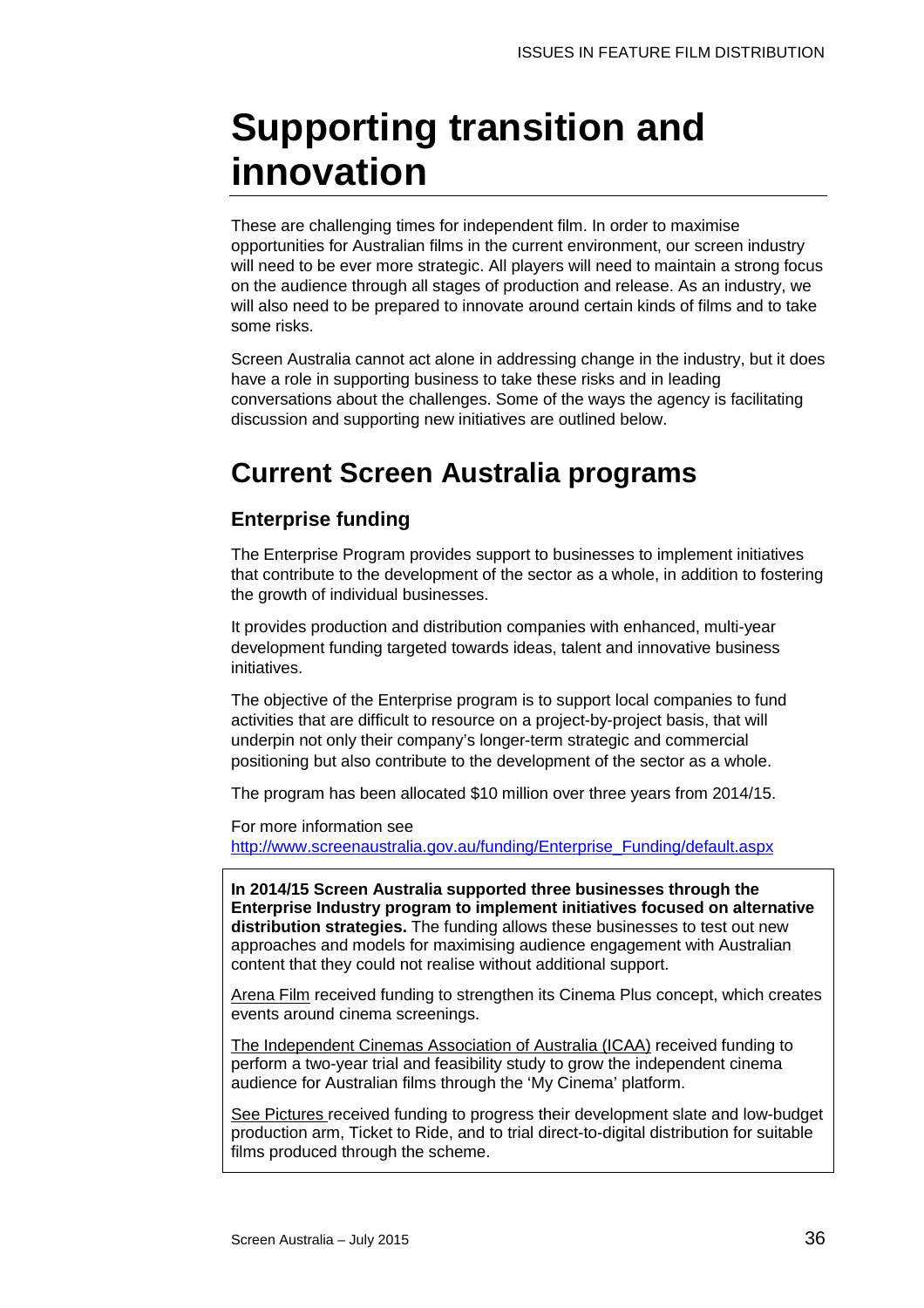# Supporting transition and innovation

These are challenging times for independent film. In order to maximise opportunities for Australian films in the current environment, our screen industry will need to be ever more strategic. All players will need to maintain a strong focus on the audience through all stages of production and release. As an industry, we will also need to be prepared to innovate around certain kinds of films and to take some risks.

Screen Australia cannot act alone in addressing change in the industry, but it does have a role in supporting business to take these risks and in leading conversations about the challenges. Some of the ways the agency is facilitating discussion and supporting new initiatives are outlined below.

## Current Screen Australia programs

### Enterprise funding

The Enterprise Program provides support to businesses to implement initiatives that contribute to the development of the sector as a whole, in addition to fostering the growth of individual businesses.

It provides production and distribution companies with enhanced, multi-year development funding targeted towards ideas, talent and innovative business initiatives.

The objective of the Enterprise program is to support local companies to fund activities that are difficult to resource on a project-by-project basis, that will underpin not only their company's longer-term strategic and commercial positioning but also contribute to the development of the sector as a whole.

The program has been allocated $10 million over three years from 2014/15.

For more information see http://www.screenaustralia.gov.au/funding/Enterprise_Funding/default.aspx

**In 2014/15 Screen Australia supported three businesses through the Enterprise Industry program to implement initiatives focused on alternative distribution strategies.** The funding allows these businesses to test out new approaches and models for maximising audience engagement with Australian content that they could not realise without additional support.

Arena Film received funding to strengthen its Cinema Plus concept, which creates events around cinema screenings.

The Independent Cinemas Association of Australia (ICAA) received funding to perform a two-year trial and feasibility study to grow the independent cinema audience for Australian films through the 'My Cinema' platform.

See Pictures received funding to progress their development slate and low-budget production arm, Ticket to Ride, and to trial direct-to-digital distribution for suitable films produced through the scheme.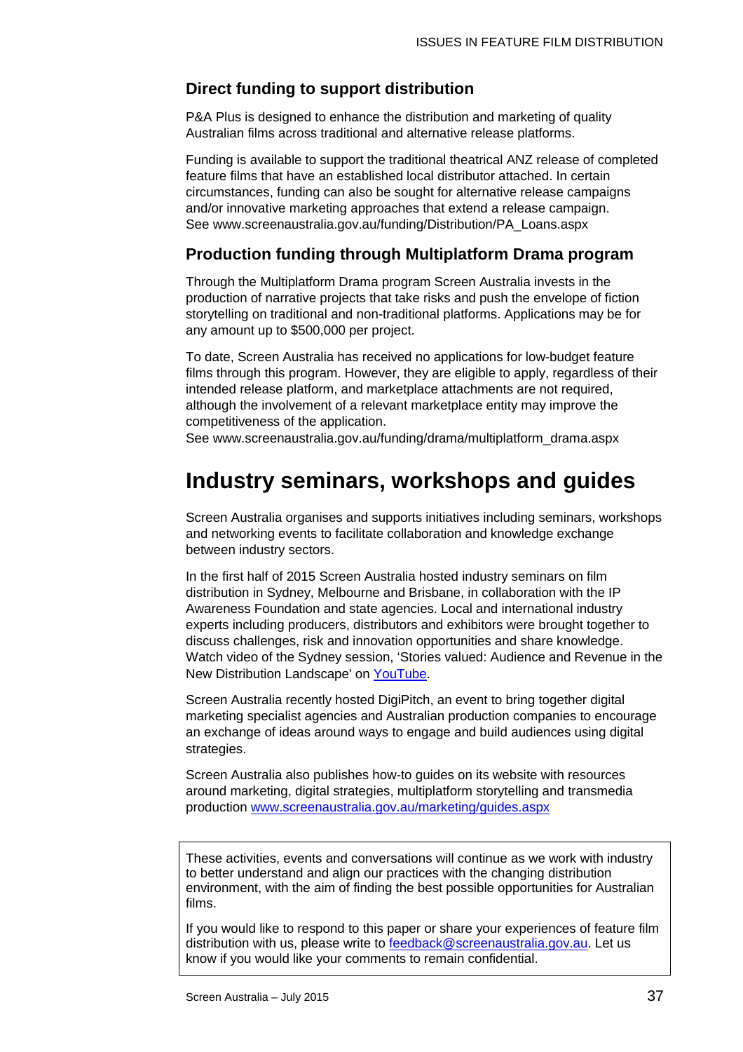### Direct funding to support distribution

P&A Plus is designed to enhance the distribution and marketing of quality Australian films across traditional and alternative release platforms.

Funding is available to support the traditional theatrical ANZ release of completed feature films that have an established local distributor attached. In certain circumstances, funding can also be sought for alternative release campaigns and/or innovative marketing approaches that extend a release campaign. See www.screenaustralia.gov.au/funding/Distribution/PA_Loans.aspx

### Production funding through Multiplatform Drama program

Through the Multiplatform Drama program Screen Australia invests in the production of narrative projects that take risks and push the envelope of fiction storytelling on traditional and non-traditional platforms. Applications may be for any amount up to $500,000 per project.

To date, Screen Australia has received no applications for low-budget feature films through this program. However, they are eligible to apply, regardless of their intended release platform, and marketplace attachments are not required, although the involvement of a relevant marketplace entity may improve the competitiveness of the application.
See www.screenaustralia.gov.au/funding/drama/multiplatform_drama.aspx

## Industry seminars, workshops and guides

Screen Australia organises and supports initiatives including seminars, workshops and networking events to facilitate collaboration and knowledge exchange between industry sectors.

In the first half of 2015 Screen Australia hosted industry seminars on film distribution in Sydney, Melbourne and Brisbane, in collaboration with the IP Awareness Foundation and state agencies. Local and international industry experts including producers, distributors and exhibitors were brought together to discuss challenges, risk and innovation opportunities and share knowledge. Watch video of the Sydney session, 'Stories valued: Audience and Revenue in the New Distribution Landscape' on YouTube.

Screen Australia recently hosted DigiPitch, an event to bring together digital marketing specialist agencies and Australian production companies to encourage an exchange of ideas around ways to engage and build audiences using digital strategies.

Screen Australia also publishes how-to guides on its website with resources around marketing, digital strategies, multiplatform storytelling and transmedia production www.screenaustralia.gov.au/marketing/guides.aspx

These activities, events and conversations will continue as we work with industry to better understand and align our practices with the changing distribution environment, with the aim of finding the best possible opportunities for Australian films.

If you would like to respond to this paper or share your experiences of feature film distribution with us, please write to feedback@screenaustralia.gov.au. Let us know if you would like your comments to remain confidential.